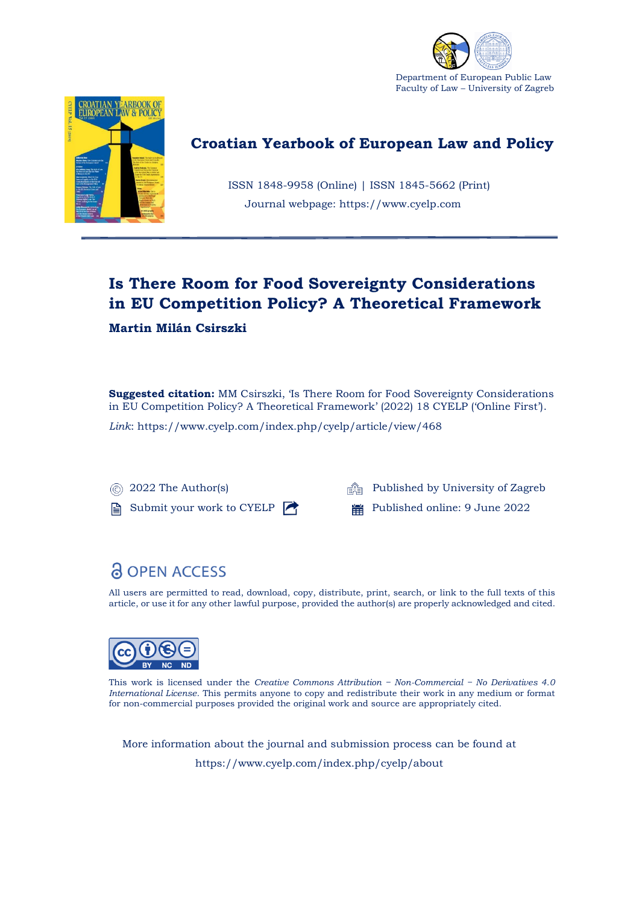Department of European Public Law
Faculty of Law – University of Zagreb

# Croatian Yearbook of European Law and Policy

ISSN 1848-9958 (Online) | ISSN 1845-5662 (Print)
Journal webpage: https://www.cyelp.com

## Is There Room for Food Sovereignty Considerations in EU Competition Policy? A Theoretical Framework

**Martin Milán Csirszki**

**Suggested citation:** MM Csirszki, 'Is There Room for Food Sovereignty Considerations in EU Competition Policy? A Theoretical Framework' (2022) 18 CYELP ('Online First').

*Link*: https://www.cyelp.com/index.php/cyelp/article/view/468

© 2022 The Author(s)

Submit your work to CYELP

Published by University of Zagreb

Published online: 9 June 2022

OPEN ACCESS

All users are permitted to read, download, copy, distribute, print, search, or link to the full texts of this article, or use it for any other lawful purpose, provided the author(s) are properly acknowledged and cited.

This work is licensed under the *Creative Commons Attribution – Non-Commercial – No Derivatives 4.0 International License*. This permits anyone to copy and redistribute their work in any medium or format for non-commercial purposes provided the original work and source are appropriately cited.

More information about the journal and submission process can be found at
https://www.cyelp.com/index.php/cyelp/about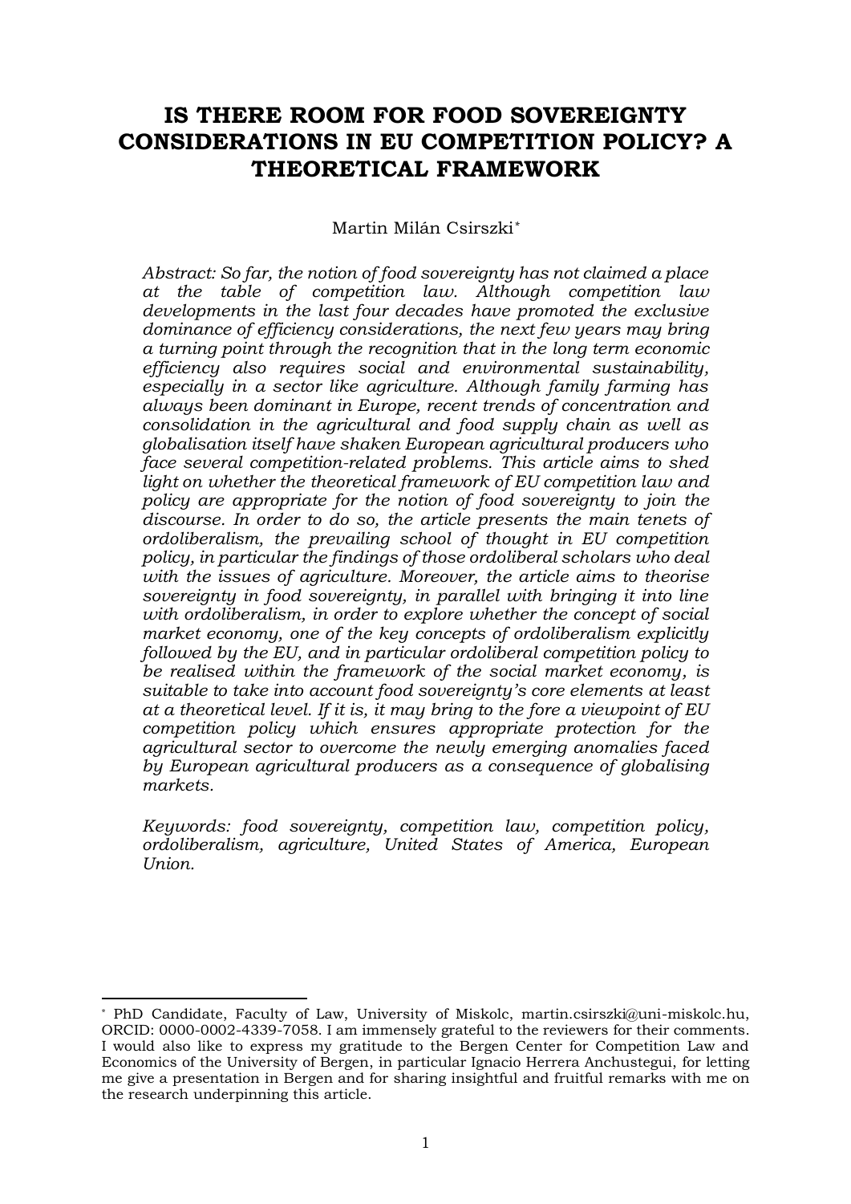# IS THERE ROOM FOR FOOD SOVEREIGNTY CONSIDERATIONS IN EU COMPETITION POLICY? A THEORETICAL FRAMEWORK

Martin Milán Csirszki[*]

*Abstract: So far, the notion of food sovereignty has not claimed a place at the table of competition law. Although competition law developments in the last four decades have promoted the exclusive dominance of efficiency considerations, the next few years may bring a turning point through the recognition that in the long term economic efficiency also requires social and environmental sustainability, especially in a sector like agriculture. Although family farming has always been dominant in Europe, recent trends of concentration and consolidation in the agricultural and food supply chain as well as globalisation itself have shaken European agricultural producers who face several competition-related problems. This article aims to shed light on whether the theoretical framework of EU competition law and policy are appropriate for the notion of food sovereignty to join the discourse. In order to do so, the article presents the main tenets of ordoliberalism, the prevailing school of thought in EU competition policy, in particular the findings of those ordoliberal scholars who deal with the issues of agriculture. Moreover, the article aims to theorise sovereignty in food sovereignty, in parallel with bringing it into line with ordoliberalism, in order to explore whether the concept of social market economy, one of the key concepts of ordoliberalism explicitly followed by the EU, and in particular ordoliberal competition policy to be realised within the framework of the social market economy, is suitable to take into account food sovereignty's core elements at least at a theoretical level. If it is, it may bring to the fore a viewpoint of EU competition policy which ensures appropriate protection for the agricultural sector to overcome the newly emerging anomalies faced by European agricultural producers as a consequence of globalising markets.*

*Keywords: food sovereignty, competition law, competition policy, ordoliberalism, agriculture, United States of America, European Union.*

---

[*] PhD Candidate, Faculty of Law, University of Miskolc, martin.csirszki@uni-miskolc.hu, ORCID: 0000-0002-4339-7058. I am immensely grateful to the reviewers for their comments. I would also like to express my gratitude to the Bergen Center for Competition Law and Economics of the University of Bergen, in particular Ignacio Herrera Anchustegui, for letting me give a presentation in Bergen and for sharing insightful and fruitful remarks with me on the research underpinning this article.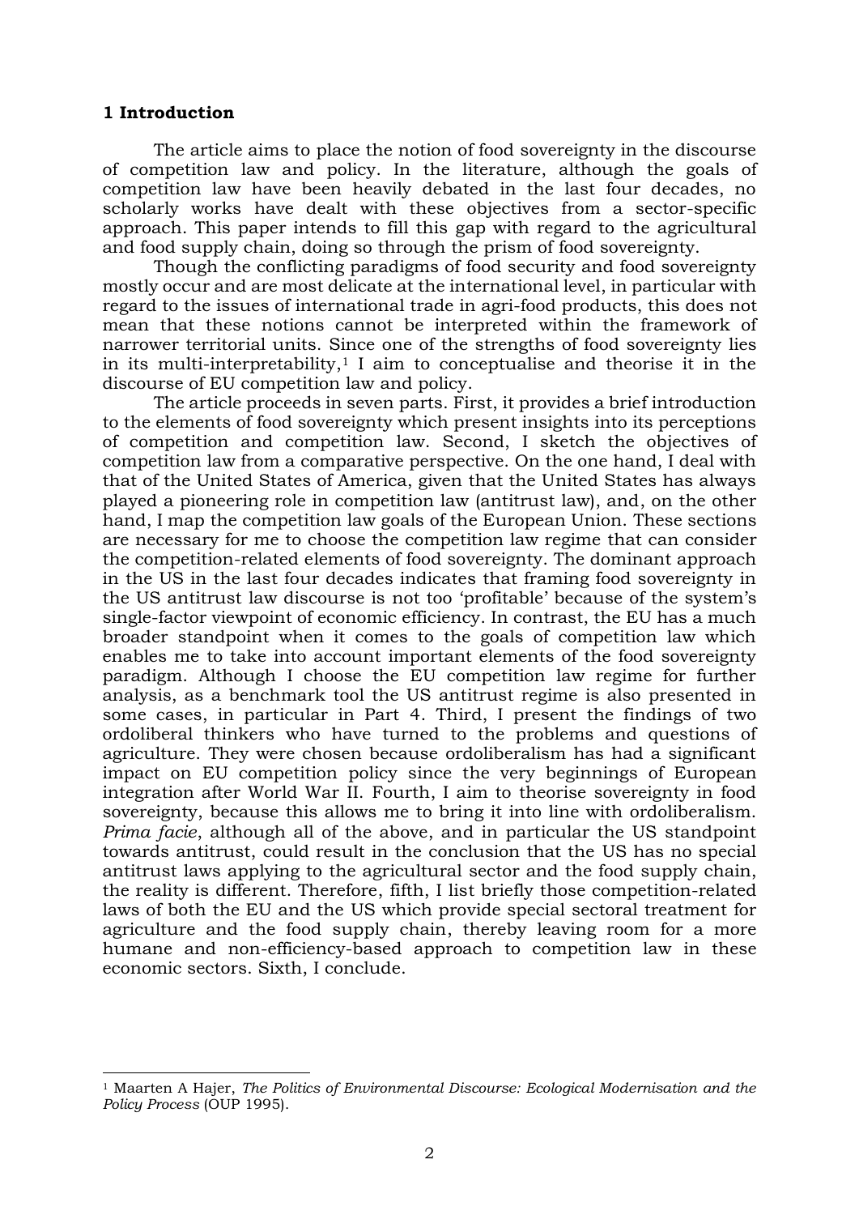## 1 Introduction

The article aims to place the notion of food sovereignty in the discourse of competition law and policy. In the literature, although the goals of competition law have been heavily debated in the last four decades, no scholarly works have dealt with these objectives from a sector-specific approach. This paper intends to fill this gap with regard to the agricultural and food supply chain, doing so through the prism of food sovereignty.

Though the conflicting paradigms of food security and food sovereignty mostly occur and are most delicate at the international level, in particular with regard to the issues of international trade in agri-food products, this does not mean that these notions cannot be interpreted within the framework of narrower territorial units. Since one of the strengths of food sovereignty lies in its multi-interpretability,[1] I aim to conceptualise and theorise it in the discourse of EU competition law and policy.

The article proceeds in seven parts. First, it provides a brief introduction to the elements of food sovereignty which present insights into its perceptions of competition and competition law. Second, I sketch the objectives of competition law from a comparative perspective. On the one hand, I deal with that of the United States of America, given that the United States has always played a pioneering role in competition law (antitrust law), and, on the other hand, I map the competition law goals of the European Union. These sections are necessary for me to choose the competition law regime that can consider the competition-related elements of food sovereignty. The dominant approach in the US in the last four decades indicates that framing food sovereignty in the US antitrust law discourse is not too 'profitable' because of the system's single-factor viewpoint of economic efficiency. In contrast, the EU has a much broader standpoint when it comes to the goals of competition law which enables me to take into account important elements of the food sovereignty paradigm. Although I choose the EU competition law regime for further analysis, as a benchmark tool the US antitrust regime is also presented in some cases, in particular in Part 4. Third, I present the findings of two ordoliberal thinkers who have turned to the problems and questions of agriculture. They were chosen because ordoliberalism has had a significant impact on EU competition policy since the very beginnings of European integration after World War II. Fourth, I aim to theorise sovereignty in food sovereignty, because this allows me to bring it into line with ordoliberalism. *Prima facie*, although all of the above, and in particular the US standpoint towards antitrust, could result in the conclusion that the US has no special antitrust laws applying to the agricultural sector and the food supply chain, the reality is different. Therefore, fifth, I list briefly those competition-related laws of both the EU and the US which provide special sectoral treatment for agriculture and the food supply chain, thereby leaving room for a more humane and non-efficiency-based approach to competition law in these economic sectors. Sixth, I conclude.

[1] Maarten A Hajer, *The Politics of Environmental Discourse: Ecological Modernisation and the Policy Process* (OUP 1995).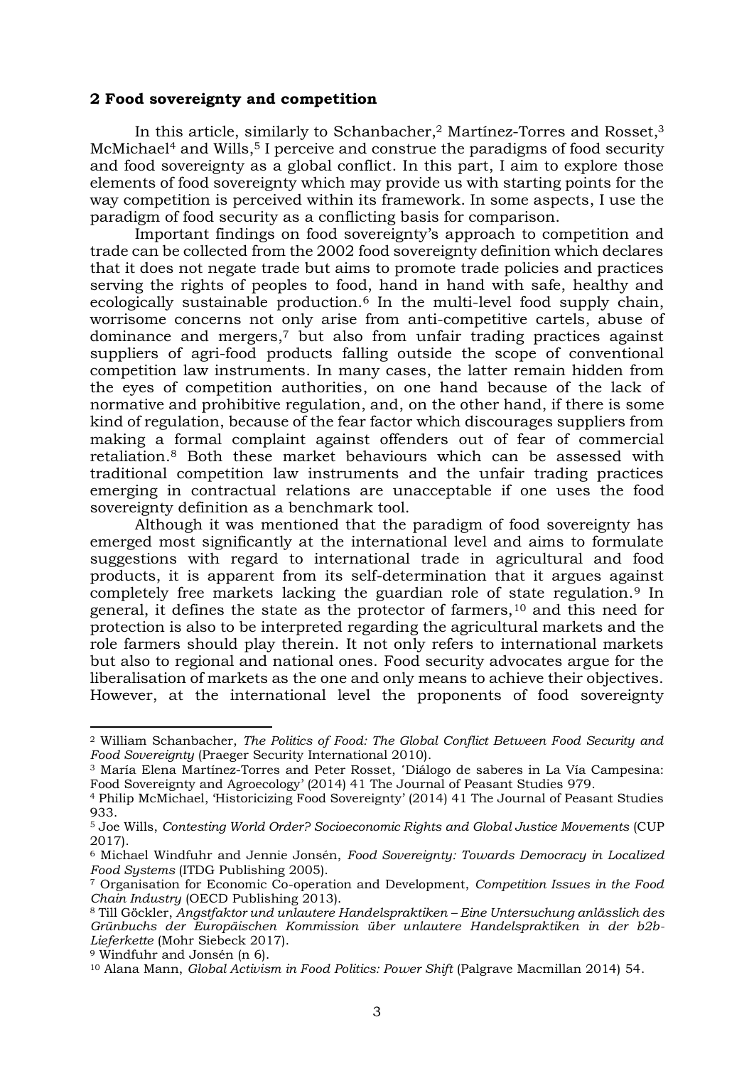## 2 Food sovereignty and competition

In this article, similarly to Schanbacher,[2] Martínez-Torres and Rosset,[3] McMichael[4] and Wills,[5] I perceive and construe the paradigms of food security and food sovereignty as a global conflict. In this part, I aim to explore those elements of food sovereignty which may provide us with starting points for the way competition is perceived within its framework. In some aspects, I use the paradigm of food security as a conflicting basis for comparison.

Important findings on food sovereignty's approach to competition and trade can be collected from the 2002 food sovereignty definition which declares that it does not negate trade but aims to promote trade policies and practices serving the rights of peoples to food, hand in hand with safe, healthy and ecologically sustainable production.[6] In the multi-level food supply chain, worrisome concerns not only arise from anti-competitive cartels, abuse of dominance and mergers,[7] but also from unfair trading practices against suppliers of agri-food products falling outside the scope of conventional competition law instruments. In many cases, the latter remain hidden from the eyes of competition authorities, on one hand because of the lack of normative and prohibitive regulation, and, on the other hand, if there is some kind of regulation, because of the fear factor which discourages suppliers from making a formal complaint against offenders out of fear of commercial retaliation.[8] Both these market behaviours which can be assessed with traditional competition law instruments and the unfair trading practices emerging in contractual relations are unacceptable if one uses the food sovereignty definition as a benchmark tool.

Although it was mentioned that the paradigm of food sovereignty has emerged most significantly at the international level and aims to formulate suggestions with regard to international trade in agricultural and food products, it is apparent from its self-determination that it argues against completely free markets lacking the guardian role of state regulation.[9] In general, it defines the state as the protector of farmers,[10] and this need for protection is also to be interpreted regarding the agricultural markets and the role farmers should play therein. It not only refers to international markets but also to regional and national ones. Food security advocates argue for the liberalisation of markets as the one and only means to achieve their objectives. However, at the international level the proponents of food sovereignty

---

[2] William Schanbacher, *The Politics of Food: The Global Conflict Between Food Security and Food Sovereignty* (Praeger Security International 2010).

[3] María Elena Martínez-Torres and Peter Rosset, 'Diálogo de saberes in La Vía Campesina: Food Sovereignty and Agroecology' (2014) 41 The Journal of Peasant Studies 979.

[4] Philip McMichael, 'Historicizing Food Sovereignty' (2014) 41 The Journal of Peasant Studies 933.

[5] Joe Wills, *Contesting World Order? Socioeconomic Rights and Global Justice Movements* (CUP 2017).

[6] Michael Windfuhr and Jennie Jonsén, *Food Sovereignty: Towards Democracy in Localized Food Systems* (ITDG Publishing 2005).

[7] Organisation for Economic Co-operation and Development, *Competition Issues in the Food Chain Industry* (OECD Publishing 2013).

[8] Till Göckler, *Angstfaktor und unlautere Handelspraktiken – Eine Untersuchung anlässlich des Grünbuchs der Europäischen Kommission über unlautere Handelspraktiken in der b2b-Lieferkette* (Mohr Siebeck 2017).

[9] Windfuhr and Jonsén (n 6).

[10] Alana Mann, *Global Activism in Food Politics: Power Shift* (Palgrave Macmillan 2014) 54.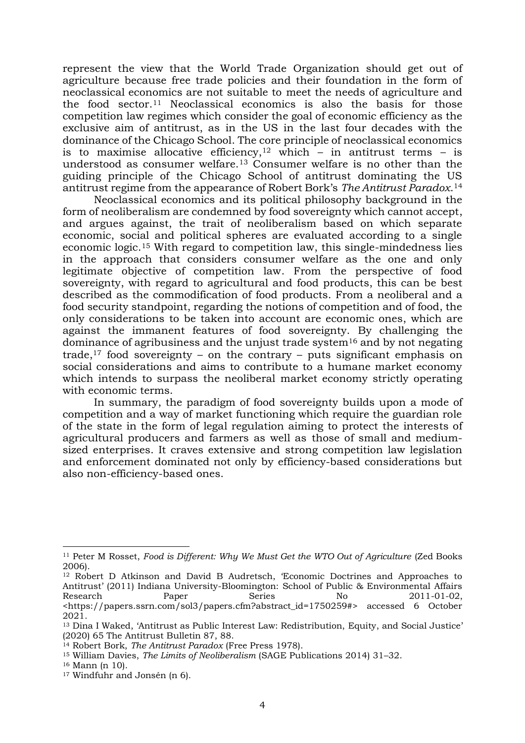represent the view that the World Trade Organization should get out of agriculture because free trade policies and their foundation in the form of neoclassical economics are not suitable to meet the needs of agriculture and the food sector.[11] Neoclassical economics is also the basis for those competition law regimes which consider the goal of economic efficiency as the exclusive aim of antitrust, as in the US in the last four decades with the dominance of the Chicago School. The core principle of neoclassical economics is to maximise allocative efficiency,[12] which – in antitrust terms – is understood as consumer welfare.[13] Consumer welfare is no other than the guiding principle of the Chicago School of antitrust dominating the US antitrust regime from the appearance of Robert Bork's *The Antitrust Paradox*.[14]

Neoclassical economics and its political philosophy background in the form of neoliberalism are condemned by food sovereignty which cannot accept, and argues against, the trait of neoliberalism based on which separate economic, social and political spheres are evaluated according to a single economic logic.[15] With regard to competition law, this single-mindedness lies in the approach that considers consumer welfare as the one and only legitimate objective of competition law. From the perspective of food sovereignty, with regard to agricultural and food products, this can be best described as the commodification of food products. From a neoliberal and a food security standpoint, regarding the notions of competition and of food, the only considerations to be taken into account are economic ones, which are against the immanent features of food sovereignty. By challenging the dominance of agribusiness and the unjust trade system[16] and by not negating trade,[17] food sovereignty – on the contrary – puts significant emphasis on social considerations and aims to contribute to a humane market economy which intends to surpass the neoliberal market economy strictly operating with economic terms.

In summary, the paradigm of food sovereignty builds upon a mode of competition and a way of market functioning which require the guardian role of the state in the form of legal regulation aiming to protect the interests of agricultural producers and farmers as well as those of small and medium-sized enterprises. It craves extensive and strong competition law legislation and enforcement dominated not only by efficiency-based considerations but also non-efficiency-based ones.

---

[11] Peter M Rosset, *Food is Different: Why We Must Get the WTO Out of Agriculture* (Zed Books 2006).

[12] Robert D Atkinson and David B Audretsch, 'Economic Doctrines and Approaches to Antitrust' (2011) Indiana University-Bloomington: School of Public & Environmental Affairs Research Paper Series No 2011-01-02, <https://papers.ssrn.com/sol3/papers.cfm?abstract_id=1750259#> accessed 6 October 2021.

[13] Dina I Waked, 'Antitrust as Public Interest Law: Redistribution, Equity, and Social Justice' (2020) 65 The Antitrust Bulletin 87, 88.

[14] Robert Bork, *The Antitrust Paradox* (Free Press 1978).

[15] William Davies, *The Limits of Neoliberalism* (SAGE Publications 2014) 31–32.

[16] Mann (n 10).

[17] Windfuhr and Jonsén (n 6).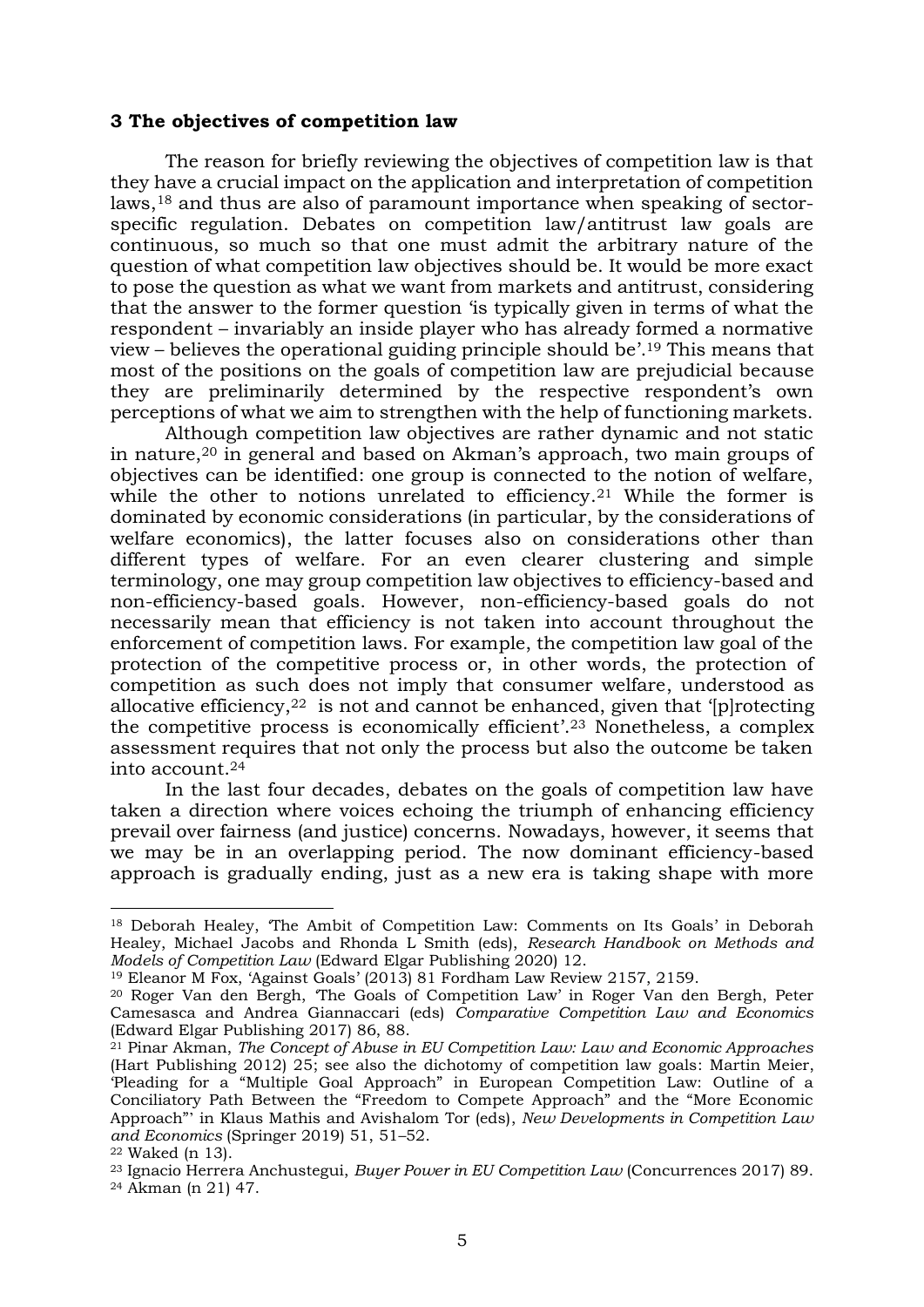## 3 The objectives of competition law

The reason for briefly reviewing the objectives of competition law is that they have a crucial impact on the application and interpretation of competition laws,[18] and thus are also of paramount importance when speaking of sector-specific regulation. Debates on competition law/antitrust law goals are continuous, so much so that one must admit the arbitrary nature of the question of what competition law objectives should be. It would be more exact to pose the question as what we want from markets and antitrust, considering that the answer to the former question 'is typically given in terms of what the respondent – invariably an inside player who has already formed a normative view – believes the operational guiding principle should be'.[19] This means that most of the positions on the goals of competition law are prejudicial because they are preliminarily determined by the respective respondent's own perceptions of what we aim to strengthen with the help of functioning markets.

Although competition law objectives are rather dynamic and not static in nature,[20] in general and based on Akman's approach, two main groups of objectives can be identified: one group is connected to the notion of welfare, while the other to notions unrelated to efficiency.[21] While the former is dominated by economic considerations (in particular, by the considerations of welfare economics), the latter focuses also on considerations other than different types of welfare. For an even clearer clustering and simple terminology, one may group competition law objectives to efficiency-based and non-efficiency-based goals. However, non-efficiency-based goals do not necessarily mean that efficiency is not taken into account throughout the enforcement of competition laws. For example, the competition law goal of the protection of the competitive process or, in other words, the protection of competition as such does not imply that consumer welfare, understood as allocative efficiency,[22] is not and cannot be enhanced, given that '[p]rotecting the competitive process is economically efficient'.[23] Nonetheless, a complex assessment requires that not only the process but also the outcome be taken into account.[24]

In the last four decades, debates on the goals of competition law have taken a direction where voices echoing the triumph of enhancing efficiency prevail over fairness (and justice) concerns. Nowadays, however, it seems that we may be in an overlapping period. The now dominant efficiency-based approach is gradually ending, just as a new era is taking shape with more

---

[18] Deborah Healey, 'The Ambit of Competition Law: Comments on Its Goals' in Deborah Healey, Michael Jacobs and Rhonda L Smith (eds), *Research Handbook on Methods and Models of Competition Law* (Edward Elgar Publishing 2020) 12.

[19] Eleanor M Fox, 'Against Goals' (2013) 81 Fordham Law Review 2157, 2159.

[20] Roger Van den Bergh, 'The Goals of Competition Law' in Roger Van den Bergh, Peter Camesasca and Andrea Giannaccari (eds) *Comparative Competition Law and Economics* (Edward Elgar Publishing 2017) 86, 88.

[21] Pinar Akman, *The Concept of Abuse in EU Competition Law: Law and Economic Approaches* (Hart Publishing 2012) 25; see also the dichotomy of competition law goals: Martin Meier, 'Pleading for a "Multiple Goal Approach" in European Competition Law: Outline of a Conciliatory Path Between the "Freedom to Compete Approach" and the "More Economic Approach"' in Klaus Mathis and Avishalom Tor (eds), *New Developments in Competition Law and Economics* (Springer 2019) 51, 51–52.

[22] Waked (n 13).

[23] Ignacio Herrera Anchustegui, *Buyer Power in EU Competition Law* (Concurrences 2017) 89.

[24] Akman (n 21) 47.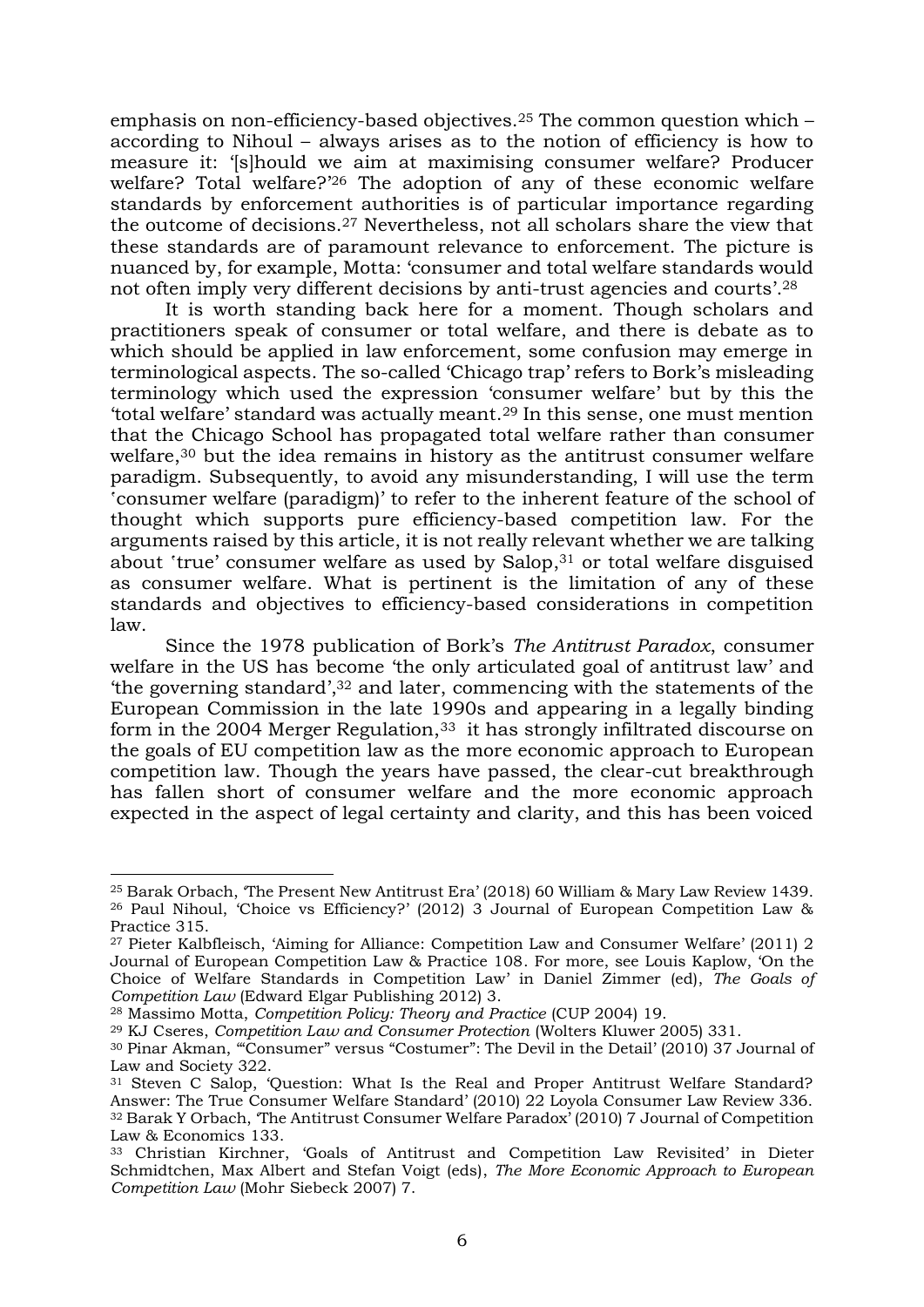emphasis on non-efficiency-based objectives.[25] The common question which – according to Nihoul – always arises as to the notion of efficiency is how to measure it: '[s]hould we aim at maximising consumer welfare? Producer welfare? Total welfare?'[26] The adoption of any of these economic welfare standards by enforcement authorities is of particular importance regarding the outcome of decisions.[27] Nevertheless, not all scholars share the view that these standards are of paramount relevance to enforcement. The picture is nuanced by, for example, Motta: 'consumer and total welfare standards would not often imply very different decisions by anti-trust agencies and courts'.[28]

It is worth standing back here for a moment. Though scholars and practitioners speak of consumer or total welfare, and there is debate as to which should be applied in law enforcement, some confusion may emerge in terminological aspects. The so-called 'Chicago trap' refers to Bork's misleading terminology which used the expression 'consumer welfare' but by this the 'total welfare' standard was actually meant.[29] In this sense, one must mention that the Chicago School has propagated total welfare rather than consumer welfare,[30] but the idea remains in history as the antitrust consumer welfare paradigm. Subsequently, to avoid any misunderstanding, I will use the term 'consumer welfare (paradigm)' to refer to the inherent feature of the school of thought which supports pure efficiency-based competition law. For the arguments raised by this article, it is not really relevant whether we are talking about 'true' consumer welfare as used by Salop,[31] or total welfare disguised as consumer welfare. What is pertinent is the limitation of any of these standards and objectives to efficiency-based considerations in competition law.

Since the 1978 publication of Bork's *The Antitrust Paradox*, consumer welfare in the US has become 'the only articulated goal of antitrust law' and 'the governing standard',[32] and later, commencing with the statements of the European Commission in the late 1990s and appearing in a legally binding form in the 2004 Merger Regulation,[33] it has strongly infiltrated discourse on the goals of EU competition law as the more economic approach to European competition law. Though the years have passed, the clear-cut breakthrough has fallen short of consumer welfare and the more economic approach expected in the aspect of legal certainty and clarity, and this has been voiced

---

[25] Barak Orbach, 'The Present New Antitrust Era' (2018) 60 William & Mary Law Review 1439.

[26] Paul Nihoul, 'Choice vs Efficiency?' (2012) 3 Journal of European Competition Law & Practice 315.

[27] Pieter Kalbfleisch, 'Aiming for Alliance: Competition Law and Consumer Welfare' (2011) 2 Journal of European Competition Law & Practice 108. For more, see Louis Kaplow, 'On the Choice of Welfare Standards in Competition Law' in Daniel Zimmer (ed), *The Goals of Competition Law* (Edward Elgar Publishing 2012) 3.

[28] Massimo Motta, *Competition Policy: Theory and Practice* (CUP 2004) 19.

[29] KJ Cseres, *Competition Law and Consumer Protection* (Wolters Kluwer 2005) 331.

[30] Pinar Akman, '"Consumer" versus "Costumer": The Devil in the Detail' (2010) 37 Journal of Law and Society 322.

[31] Steven C Salop, 'Question: What Is the Real and Proper Antitrust Welfare Standard? Answer: The True Consumer Welfare Standard' (2010) 22 Loyola Consumer Law Review 336.

[32] Barak Y Orbach, 'The Antitrust Consumer Welfare Paradox' (2010) 7 Journal of Competition Law & Economics 133.

[33] Christian Kirchner, 'Goals of Antitrust and Competition Law Revisited' in Dieter Schmidtchen, Max Albert and Stefan Voigt (eds), *The More Economic Approach to European Competition Law* (Mohr Siebeck 2007) 7.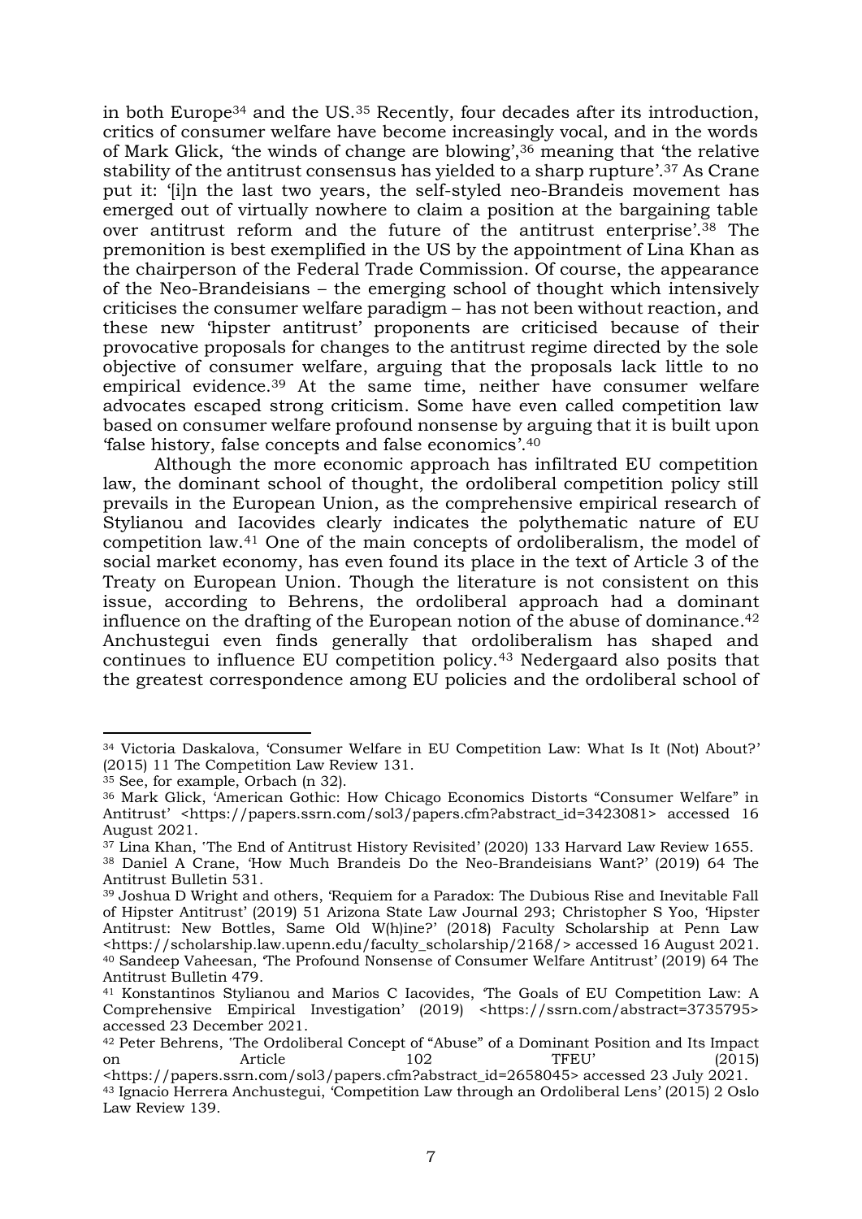in both Europe[34] and the US.[35] Recently, four decades after its introduction, critics of consumer welfare have become increasingly vocal, and in the words of Mark Glick, 'the winds of change are blowing',[36] meaning that 'the relative stability of the antitrust consensus has yielded to a sharp rupture'.[37] As Crane put it: '[i]n the last two years, the self-styled neo-Brandeis movement has emerged out of virtually nowhere to claim a position at the bargaining table over antitrust reform and the future of the antitrust enterprise'.[38] The premonition is best exemplified in the US by the appointment of Lina Khan as the chairperson of the Federal Trade Commission. Of course, the appearance of the Neo-Brandeisians – the emerging school of thought which intensively criticises the consumer welfare paradigm – has not been without reaction, and these new 'hipster antitrust' proponents are criticised because of their provocative proposals for changes to the antitrust regime directed by the sole objective of consumer welfare, arguing that the proposals lack little to no empirical evidence.[39] At the same time, neither have consumer welfare advocates escaped strong criticism. Some have even called competition law based on consumer welfare profound nonsense by arguing that it is built upon 'false history, false concepts and false economics'.[40]

Although the more economic approach has infiltrated EU competition law, the dominant school of thought, the ordoliberal competition policy still prevails in the European Union, as the comprehensive empirical research of Stylianou and Iacovides clearly indicates the polythematic nature of EU competition law.[41] One of the main concepts of ordoliberalism, the model of social market economy, has even found its place in the text of Article 3 of the Treaty on European Union. Though the literature is not consistent on this issue, according to Behrens, the ordoliberal approach had a dominant influence on the drafting of the European notion of the abuse of dominance.[42] Anchustegui even finds generally that ordoliberalism has shaped and continues to influence EU competition policy.[43] Nedergaard also posits that the greatest correspondence among EU policies and the ordoliberal school of

---

[34] Victoria Daskalova, 'Consumer Welfare in EU Competition Law: What Is It (Not) About?' (2015) 11 The Competition Law Review 131.

[35] See, for example, Orbach (n 32).

[36] Mark Glick, 'American Gothic: How Chicago Economics Distorts "Consumer Welfare" in Antitrust' <https://papers.ssrn.com/sol3/papers.cfm?abstract_id=3423081> accessed 16 August 2021.

[37] Lina Khan, 'The End of Antitrust History Revisited' (2020) 133 Harvard Law Review 1655.

[38] Daniel A Crane, 'How Much Brandeis Do the Neo-Brandeisians Want?' (2019) 64 The Antitrust Bulletin 531.

[39] Joshua D Wright and others, 'Requiem for a Paradox: The Dubious Rise and Inevitable Fall of Hipster Antitrust' (2019) 51 Arizona State Law Journal 293; Christopher S Yoo, 'Hipster Antitrust: New Bottles, Same Old W(h)ine?' (2018) Faculty Scholarship at Penn Law <https://scholarship.law.upenn.edu/faculty_scholarship/2168/> accessed 16 August 2021.

[40] Sandeep Vaheesan, 'The Profound Nonsense of Consumer Welfare Antitrust' (2019) 64 The Antitrust Bulletin 479.

[41] Konstantinos Stylianou and Marios C Iacovides, 'The Goals of EU Competition Law: A Comprehensive Empirical Investigation' (2019) <https://ssrn.com/abstract=3735795> accessed 23 December 2021.

[42] Peter Behrens, 'The Ordoliberal Concept of "Abuse" of a Dominant Position and Its Impact on Article 102 TFEU' (2015) <https://papers.ssrn.com/sol3/papers.cfm?abstract_id=2658045> accessed 23 July 2021.

[43] Ignacio Herrera Anchustegui, 'Competition Law through an Ordoliberal Lens' (2015) 2 Oslo Law Review 139.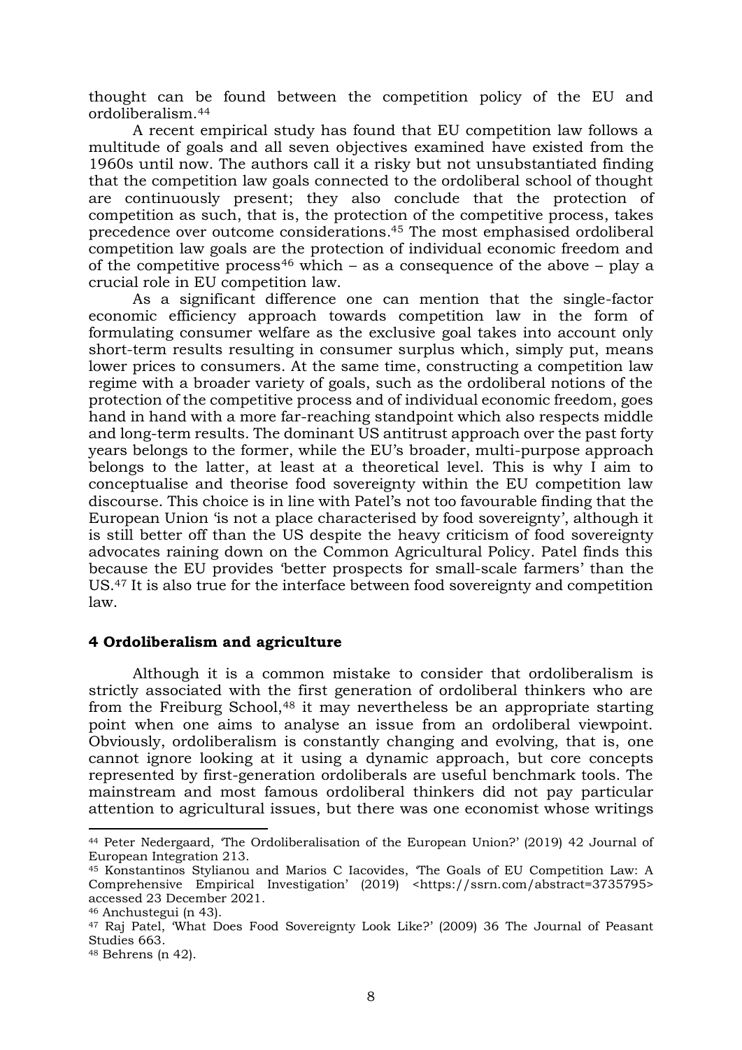thought can be found between the competition policy of the EU and ordoliberalism.[44]

A recent empirical study has found that EU competition law follows a multitude of goals and all seven objectives examined have existed from the 1960s until now. The authors call it a risky but not unsubstantiated finding that the competition law goals connected to the ordoliberal school of thought are continuously present; they also conclude that the protection of competition as such, that is, the protection of the competitive process, takes precedence over outcome considerations.[45] The most emphasised ordoliberal competition law goals are the protection of individual economic freedom and of the competitive process[46] which – as a consequence of the above – play a crucial role in EU competition law.

As a significant difference one can mention that the single-factor economic efficiency approach towards competition law in the form of formulating consumer welfare as the exclusive goal takes into account only short-term results resulting in consumer surplus which, simply put, means lower prices to consumers. At the same time, constructing a competition law regime with a broader variety of goals, such as the ordoliberal notions of the protection of the competitive process and of individual economic freedom, goes hand in hand with a more far-reaching standpoint which also respects middle and long-term results. The dominant US antitrust approach over the past forty years belongs to the former, while the EU's broader, multi-purpose approach belongs to the latter, at least at a theoretical level. This is why I aim to conceptualise and theorise food sovereignty within the EU competition law discourse. This choice is in line with Patel's not too favourable finding that the European Union 'is not a place characterised by food sovereignty', although it is still better off than the US despite the heavy criticism of food sovereignty advocates raining down on the Common Agricultural Policy. Patel finds this because the EU provides 'better prospects for small-scale farmers' than the US.[47] It is also true for the interface between food sovereignty and competition law.

## 4 Ordoliberalism and agriculture

Although it is a common mistake to consider that ordoliberalism is strictly associated with the first generation of ordoliberal thinkers who are from the Freiburg School,[48] it may nevertheless be an appropriate starting point when one aims to analyse an issue from an ordoliberal viewpoint. Obviously, ordoliberalism is constantly changing and evolving, that is, one cannot ignore looking at it using a dynamic approach, but core concepts represented by first-generation ordoliberals are useful benchmark tools. The mainstream and most famous ordoliberal thinkers did not pay particular attention to agricultural issues, but there was one economist whose writings

---

[44] Peter Nedergaard, 'The Ordoliberalisation of the European Union?' (2019) 42 Journal of European Integration 213.

[45] Konstantinos Stylianou and Marios C Iacovides, 'The Goals of EU Competition Law: A Comprehensive Empirical Investigation' (2019) <https://ssrn.com/abstract=3735795> accessed 23 December 2021.

[46] Anchustegui (n 43).

[47] Raj Patel, 'What Does Food Sovereignty Look Like?' (2009) 36 The Journal of Peasant Studies 663.

[48] Behrens (n 42).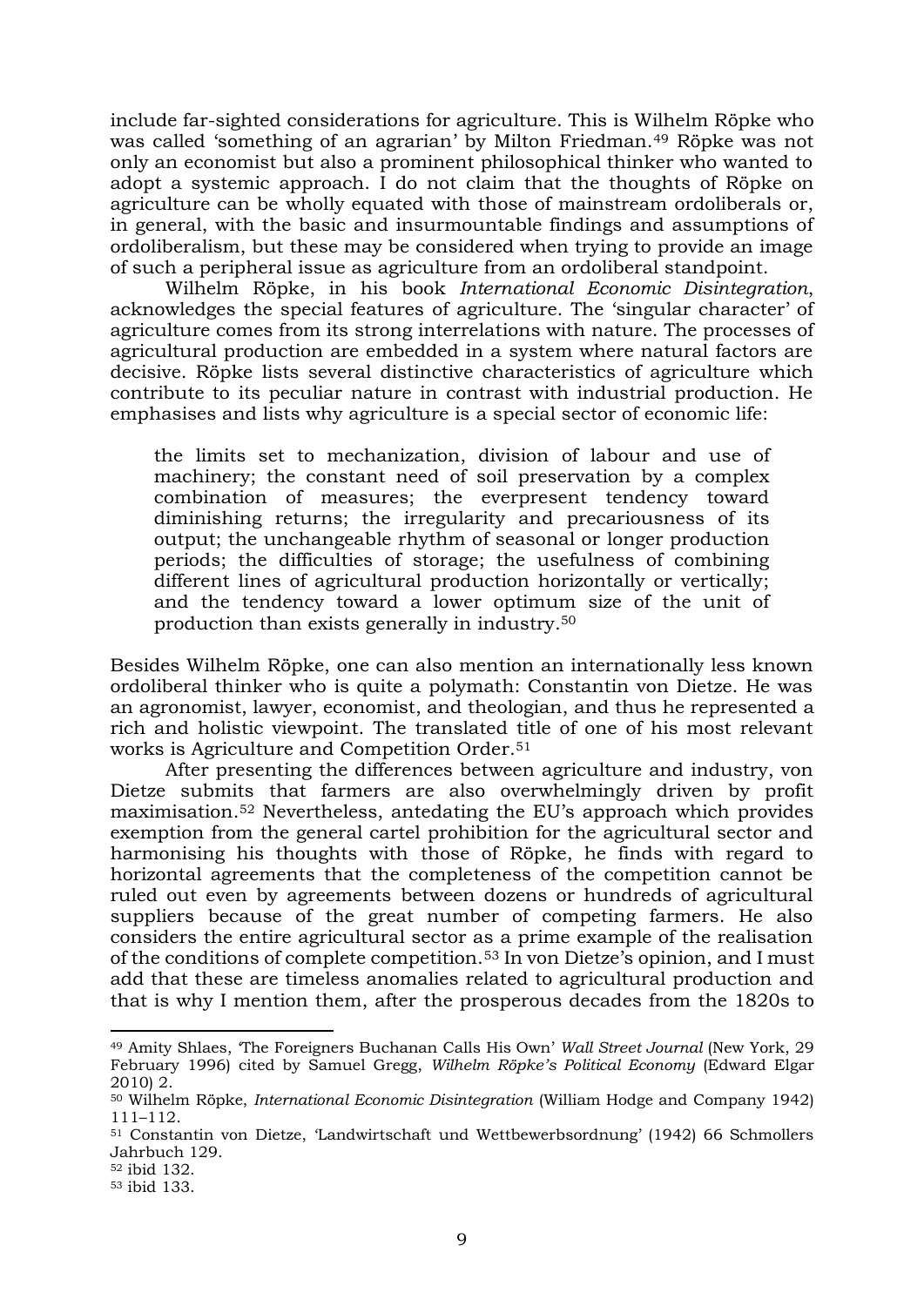include far-sighted considerations for agriculture. This is Wilhelm Röpke who was called 'something of an agrarian' by Milton Friedman.[49] Röpke was not only an economist but also a prominent philosophical thinker who wanted to adopt a systemic approach. I do not claim that the thoughts of Röpke on agriculture can be wholly equated with those of mainstream ordoliberals or, in general, with the basic and insurmountable findings and assumptions of ordoliberalism, but these may be considered when trying to provide an image of such a peripheral issue as agriculture from an ordoliberal standpoint.

Wilhelm Röpke, in his book *International Economic Disintegration*, acknowledges the special features of agriculture. The 'singular character' of agriculture comes from its strong interrelations with nature. The processes of agricultural production are embedded in a system where natural factors are decisive. Röpke lists several distinctive characteristics of agriculture which contribute to its peculiar nature in contrast with industrial production. He emphasises and lists why agriculture is a special sector of economic life:

> the limits set to mechanization, division of labour and use of machinery; the constant need of soil preservation by a complex combination of measures; the everpresent tendency toward diminishing returns; the irregularity and precariousness of its output; the unchangeable rhythm of seasonal or longer production periods; the difficulties of storage; the usefulness of combining different lines of agricultural production horizontally or vertically; and the tendency toward a lower optimum size of the unit of production than exists generally in industry.[50]

Besides Wilhelm Röpke, one can also mention an internationally less known ordoliberal thinker who is quite a polymath: Constantin von Dietze. He was an agronomist, lawyer, economist, and theologian, and thus he represented a rich and holistic viewpoint. The translated title of one of his most relevant works is Agriculture and Competition Order.[51]

After presenting the differences between agriculture and industry, von Dietze submits that farmers are also overwhelmingly driven by profit maximisation.[52] Nevertheless, antedating the EU's approach which provides exemption from the general cartel prohibition for the agricultural sector and harmonising his thoughts with those of Röpke, he finds with regard to horizontal agreements that the completeness of the competition cannot be ruled out even by agreements between dozens or hundreds of agricultural suppliers because of the great number of competing farmers. He also considers the entire agricultural sector as a prime example of the realisation of the conditions of complete competition.[53] In von Dietze's opinion, and I must add that these are timeless anomalies related to agricultural production and that is why I mention them, after the prosperous decades from the 1820s to

---

[49] Amity Shlaes, 'The Foreigners Buchanan Calls His Own' *Wall Street Journal* (New York, 29 February 1996) cited by Samuel Gregg, *Wilhelm Röpke's Political Economy* (Edward Elgar 2010) 2.

[50] Wilhelm Röpke, *International Economic Disintegration* (William Hodge and Company 1942) 111–112.

[51] Constantin von Dietze, 'Landwirtschaft und Wettbewerbsordnung' (1942) 66 Schmollers Jahrbuch 129.

[52] ibid 132.

[53] ibid 133.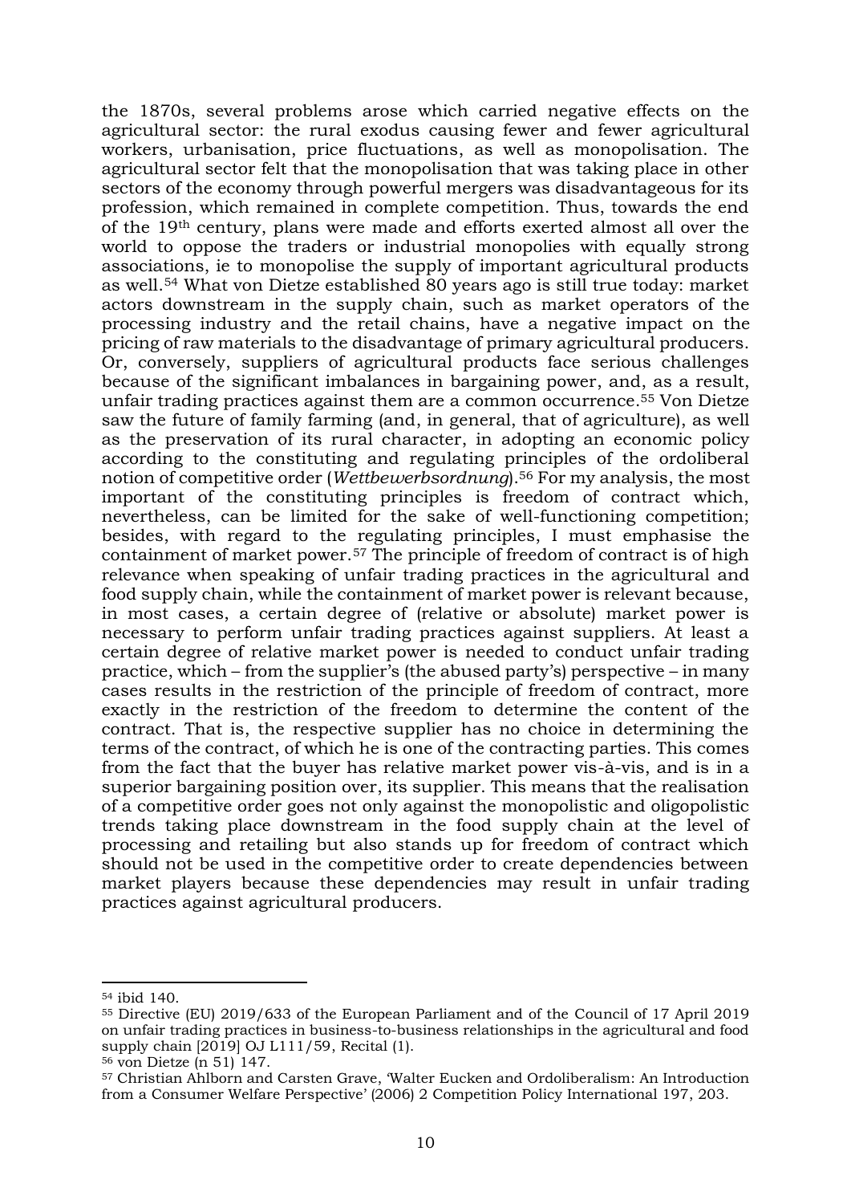the 1870s, several problems arose which carried negative effects on the agricultural sector: the rural exodus causing fewer and fewer agricultural workers, urbanisation, price fluctuations, as well as monopolisation. The agricultural sector felt that the monopolisation that was taking place in other sectors of the economy through powerful mergers was disadvantageous for its profession, which remained in complete competition. Thus, towards the end of the 19th century, plans were made and efforts exerted almost all over the world to oppose the traders or industrial monopolies with equally strong associations, ie to monopolise the supply of important agricultural products as well.[54] What von Dietze established 80 years ago is still true today: market actors downstream in the supply chain, such as market operators of the processing industry and the retail chains, have a negative impact on the pricing of raw materials to the disadvantage of primary agricultural producers. Or, conversely, suppliers of agricultural products face serious challenges because of the significant imbalances in bargaining power, and, as a result, unfair trading practices against them are a common occurrence.[55] Von Dietze saw the future of family farming (and, in general, that of agriculture), as well as the preservation of its rural character, in adopting an economic policy according to the constituting and regulating principles of the ordoliberal notion of competitive order (*Wettbewerbsordnung*).[56] For my analysis, the most important of the constituting principles is freedom of contract which, nevertheless, can be limited for the sake of well-functioning competition; besides, with regard to the regulating principles, I must emphasise the containment of market power.[57] The principle of freedom of contract is of high relevance when speaking of unfair trading practices in the agricultural and food supply chain, while the containment of market power is relevant because, in most cases, a certain degree of (relative or absolute) market power is necessary to perform unfair trading practices against suppliers. At least a certain degree of relative market power is needed to conduct unfair trading practice, which – from the supplier's (the abused party's) perspective – in many cases results in the restriction of the principle of freedom of contract, more exactly in the restriction of the freedom to determine the content of the contract. That is, the respective supplier has no choice in determining the terms of the contract, of which he is one of the contracting parties. This comes from the fact that the buyer has relative market power vis-à-vis, and is in a superior bargaining position over, its supplier. This means that the realisation of a competitive order goes not only against the monopolistic and oligopolistic trends taking place downstream in the food supply chain at the level of processing and retailing but also stands up for freedom of contract which should not be used in the competitive order to create dependencies between market players because these dependencies may result in unfair trading practices against agricultural producers.

---

[54] ibid 140.

[55] Directive (EU) 2019/633 of the European Parliament and of the Council of 17 April 2019 on unfair trading practices in business-to-business relationships in the agricultural and food supply chain [2019] OJ L111/59, Recital (1).

[56] von Dietze (n 51) 147.

[57] Christian Ahlborn and Carsten Grave, 'Walter Eucken and Ordoliberalism: An Introduction from a Consumer Welfare Perspective' (2006) 2 Competition Policy International 197, 203.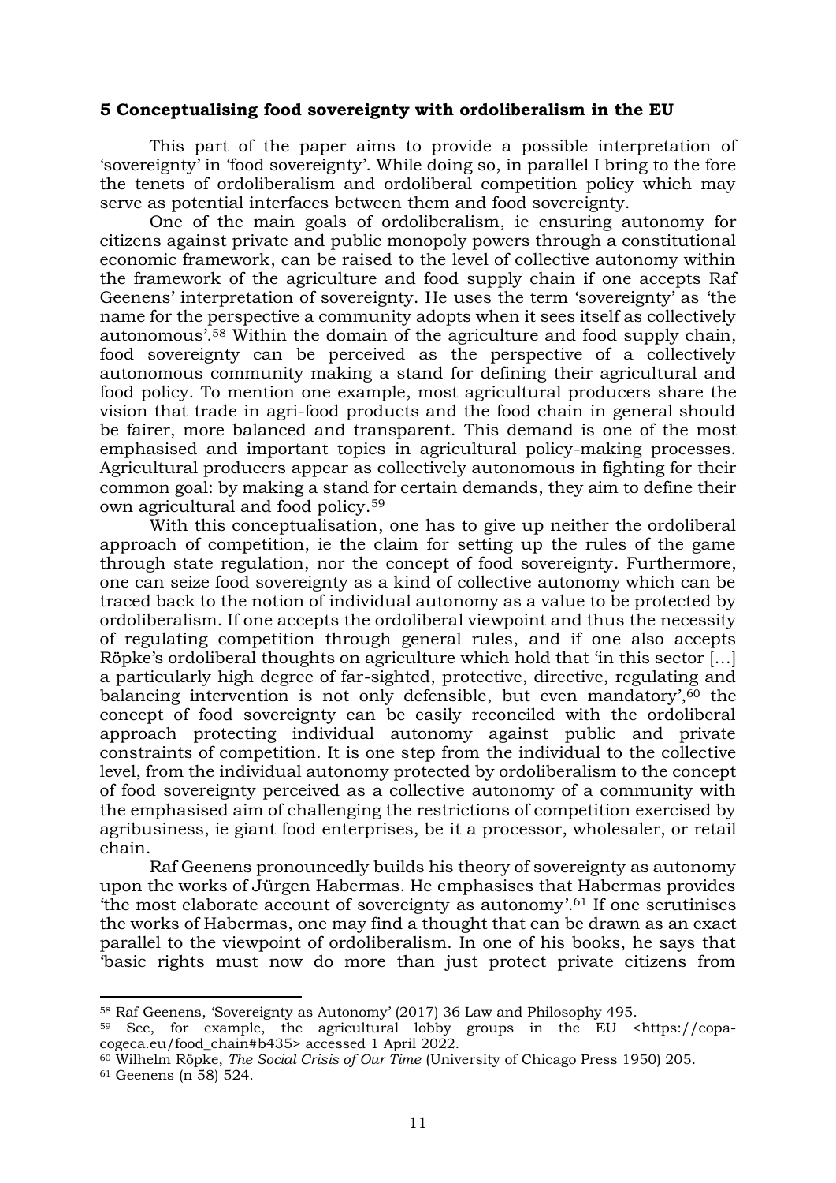## 5 Conceptualising food sovereignty with ordoliberalism in the EU

This part of the paper aims to provide a possible interpretation of 'sovereignty' in 'food sovereignty'. While doing so, in parallel I bring to the fore the tenets of ordoliberalism and ordoliberal competition policy which may serve as potential interfaces between them and food sovereignty.

One of the main goals of ordoliberalism, ie ensuring autonomy for citizens against private and public monopoly powers through a constitutional economic framework, can be raised to the level of collective autonomy within the framework of the agriculture and food supply chain if one accepts Raf Geenens' interpretation of sovereignty. He uses the term 'sovereignty' as 'the name for the perspective a community adopts when it sees itself as collectively autonomous'.[58] Within the domain of the agriculture and food supply chain, food sovereignty can be perceived as the perspective of a collectively autonomous community making a stand for defining their agricultural and food policy. To mention one example, most agricultural producers share the vision that trade in agri-food products and the food chain in general should be fairer, more balanced and transparent. This demand is one of the most emphasised and important topics in agricultural policy-making processes. Agricultural producers appear as collectively autonomous in fighting for their common goal: by making a stand for certain demands, they aim to define their own agricultural and food policy.[59]

With this conceptualisation, one has to give up neither the ordoliberal approach of competition, ie the claim for setting up the rules of the game through state regulation, nor the concept of food sovereignty. Furthermore, one can seize food sovereignty as a kind of collective autonomy which can be traced back to the notion of individual autonomy as a value to be protected by ordoliberalism. If one accepts the ordoliberal viewpoint and thus the necessity of regulating competition through general rules, and if one also accepts Röpke's ordoliberal thoughts on agriculture which hold that 'in this sector [...] a particularly high degree of far-sighted, protective, directive, regulating and balancing intervention is not only defensible, but even mandatory',[60] the concept of food sovereignty can be easily reconciled with the ordoliberal approach protecting individual autonomy against public and private constraints of competition. It is one step from the individual to the collective level, from the individual autonomy protected by ordoliberalism to the concept of food sovereignty perceived as a collective autonomy of a community with the emphasised aim of challenging the restrictions of competition exercised by agribusiness, ie giant food enterprises, be it a processor, wholesaler, or retail chain.

Raf Geenens pronouncedly builds his theory of sovereignty as autonomy upon the works of Jürgen Habermas. He emphasises that Habermas provides 'the most elaborate account of sovereignty as autonomy'.[61] If one scrutinises the works of Habermas, one may find a thought that can be drawn as an exact parallel to the viewpoint of ordoliberalism. In one of his books, he says that 'basic rights must now do more than just protect private citizens from

---

[58] Raf Geenens, 'Sovereignty as Autonomy' (2017) 36 Law and Philosophy 495.

[59] See, for example, the agricultural lobby groups in the EU <https://copa-cogeca.eu/food_chain#b435> accessed 1 April 2022.

[60] Wilhelm Röpke, *The Social Crisis of Our Time* (University of Chicago Press 1950) 205.

[61] Geenens (n 58) 524.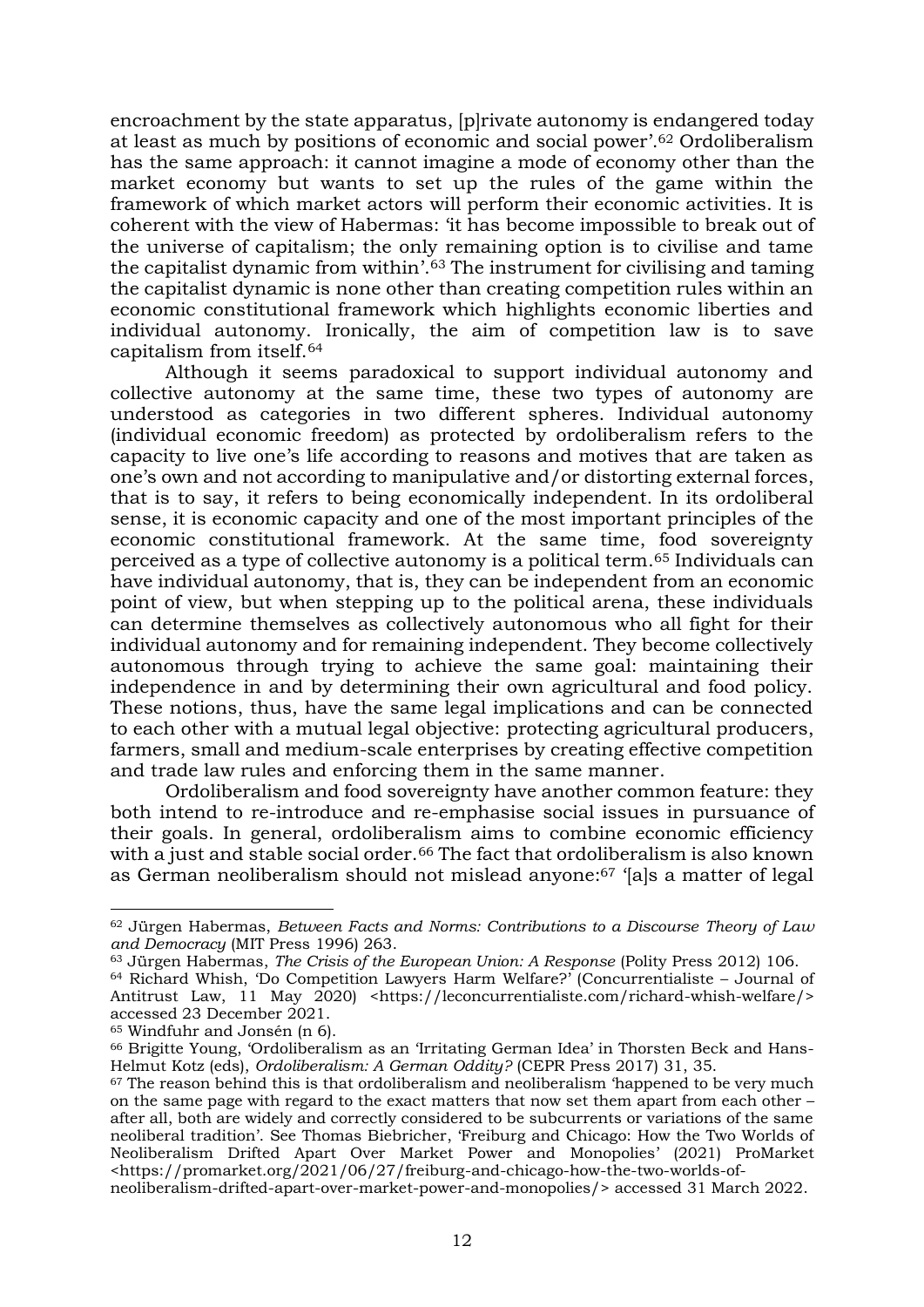encroachment by the state apparatus, [p]rivate autonomy is endangered today at least as much by positions of economic and social power'.[62] Ordoliberalism has the same approach: it cannot imagine a mode of economy other than the market economy but wants to set up the rules of the game within the framework of which market actors will perform their economic activities. It is coherent with the view of Habermas: 'it has become impossible to break out of the universe of capitalism; the only remaining option is to civilise and tame the capitalist dynamic from within'.[63] The instrument for civilising and taming the capitalist dynamic is none other than creating competition rules within an economic constitutional framework which highlights economic liberties and individual autonomy. Ironically, the aim of competition law is to save capitalism from itself.[64]

Although it seems paradoxical to support individual autonomy and collective autonomy at the same time, these two types of autonomy are understood as categories in two different spheres. Individual autonomy (individual economic freedom) as protected by ordoliberalism refers to the capacity to live one's life according to reasons and motives that are taken as one's own and not according to manipulative and/or distorting external forces, that is to say, it refers to being economically independent. In its ordoliberal sense, it is economic capacity and one of the most important principles of the economic constitutional framework. At the same time, food sovereignty perceived as a type of collective autonomy is a political term.[65] Individuals can have individual autonomy, that is, they can be independent from an economic point of view, but when stepping up to the political arena, these individuals can determine themselves as collectively autonomous who all fight for their individual autonomy and for remaining independent. They become collectively autonomous through trying to achieve the same goal: maintaining their independence in and by determining their own agricultural and food policy. These notions, thus, have the same legal implications and can be connected to each other with a mutual legal objective: protecting agricultural producers, farmers, small and medium-scale enterprises by creating effective competition and trade law rules and enforcing them in the same manner.

Ordoliberalism and food sovereignty have another common feature: they both intend to re-introduce and re-emphasise social issues in pursuance of their goals. In general, ordoliberalism aims to combine economic efficiency with a just and stable social order.[66] The fact that ordoliberalism is also known as German neoliberalism should not mislead anyone:[67] '[a]s a matter of legal

---

[62] Jürgen Habermas, *Between Facts and Norms: Contributions to a Discourse Theory of Law and Democracy* (MIT Press 1996) 263.

[63] Jürgen Habermas, *The Crisis of the European Union: A Response* (Polity Press 2012) 106.

[64] Richard Whish, 'Do Competition Lawyers Harm Welfare?' (Concurrentialiste – Journal of Antitrust Law, 11 May 2020) <https://leconcurrentialiste.com/richard-whish-welfare/> accessed 23 December 2021.

[65] Windfuhr and Jonsén (n 6).

[66] Brigitte Young, 'Ordoliberalism as an 'Irritating German Idea' in Thorsten Beck and Hans-Helmut Kotz (eds), *Ordoliberalism: A German Oddity?* (CEPR Press 2017) 31, 35.

[67] The reason behind this is that ordoliberalism and neoliberalism 'happened to be very much on the same page with regard to the exact matters that now set them apart from each other – after all, both are widely and correctly considered to be subcurrents or variations of the same neoliberal tradition'. See Thomas Biebricher, 'Freiburg and Chicago: How the Two Worlds of Neoliberalism Drifted Apart Over Market Power and Monopolies' (2021) ProMarket <https://promarket.org/2021/06/27/freiburg-and-chicago-how-the-two-worlds-of-neoliberalism-drifted-apart-over-market-power-and-monopolies/> accessed 31 March 2022.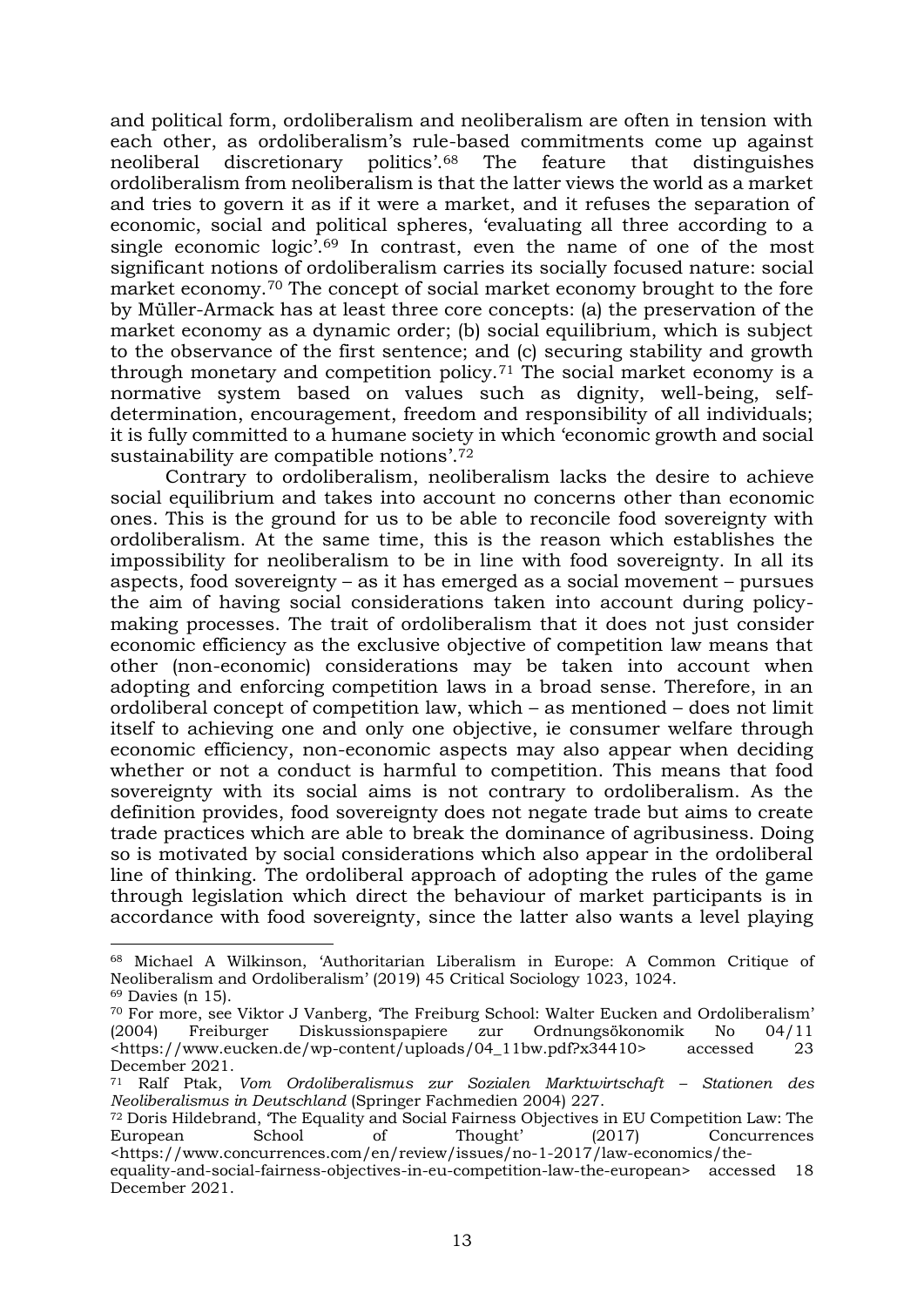and political form, ordoliberalism and neoliberalism are often in tension with each other, as ordoliberalism's rule-based commitments come up against neoliberal discretionary politics'.[68] The feature that distinguishes ordoliberalism from neoliberalism is that the latter views the world as a market and tries to govern it as if it were a market, and it refuses the separation of economic, social and political spheres, 'evaluating all three according to a single economic logic'.[69] In contrast, even the name of one of the most significant notions of ordoliberalism carries its socially focused nature: social market economy.[70] The concept of social market economy brought to the fore by Müller-Armack has at least three core concepts: (a) the preservation of the market economy as a dynamic order; (b) social equilibrium, which is subject to the observance of the first sentence; and (c) securing stability and growth through monetary and competition policy.[71] The social market economy is a normative system based on values such as dignity, well-being, self-determination, encouragement, freedom and responsibility of all individuals; it is fully committed to a humane society in which 'economic growth and social sustainability are compatible notions'.[72]

Contrary to ordoliberalism, neoliberalism lacks the desire to achieve social equilibrium and takes into account no concerns other than economic ones. This is the ground for us to be able to reconcile food sovereignty with ordoliberalism. At the same time, this is the reason which establishes the impossibility for neoliberalism to be in line with food sovereignty. In all its aspects, food sovereignty – as it has emerged as a social movement – pursues the aim of having social considerations taken into account during policy-making processes. The trait of ordoliberalism that it does not just consider economic efficiency as the exclusive objective of competition law means that other (non-economic) considerations may be taken into account when adopting and enforcing competition laws in a broad sense. Therefore, in an ordoliberal concept of competition law, which – as mentioned – does not limit itself to achieving one and only one objective, ie consumer welfare through economic efficiency, non-economic aspects may also appear when deciding whether or not a conduct is harmful to competition. This means that food sovereignty with its social aims is not contrary to ordoliberalism. As the definition provides, food sovereignty does not negate trade but aims to create trade practices which are able to break the dominance of agribusiness. Doing so is motivated by social considerations which also appear in the ordoliberal line of thinking. The ordoliberal approach of adopting the rules of the game through legislation which direct the behaviour of market participants is in accordance with food sovereignty, since the latter also wants a level playing

---

[68] Michael A Wilkinson, 'Authoritarian Liberalism in Europe: A Common Critique of Neoliberalism and Ordoliberalism' (2019) 45 Critical Sociology 1023, 1024.

[69] Davies (n 15).

[70] For more, see Viktor J Vanberg, 'The Freiburg School: Walter Eucken and Ordoliberalism' (2004) Freiburger Diskussionspapiere zur Ordnungsökonomik No 04/11 <https://www.eucken.de/wp-content/uploads/04_11bw.pdf?x34410> accessed 23 December 2021.

[71] Ralf Ptak, *Vom Ordoliberalismus zur Sozialen Marktwirtschaft – Stationen des Neoliberalismus in Deutschland* (Springer Fachmedien 2004) 227.

[72] Doris Hildebrand, 'The Equality and Social Fairness Objectives in EU Competition Law: The European School of Thought' (2017) Concurrences <https://www.concurrences.com/en/review/issues/no-1-2017/law-economics/the-equality-and-social-fairness-objectives-in-eu-competition-law-the-european> accessed 18 December 2021.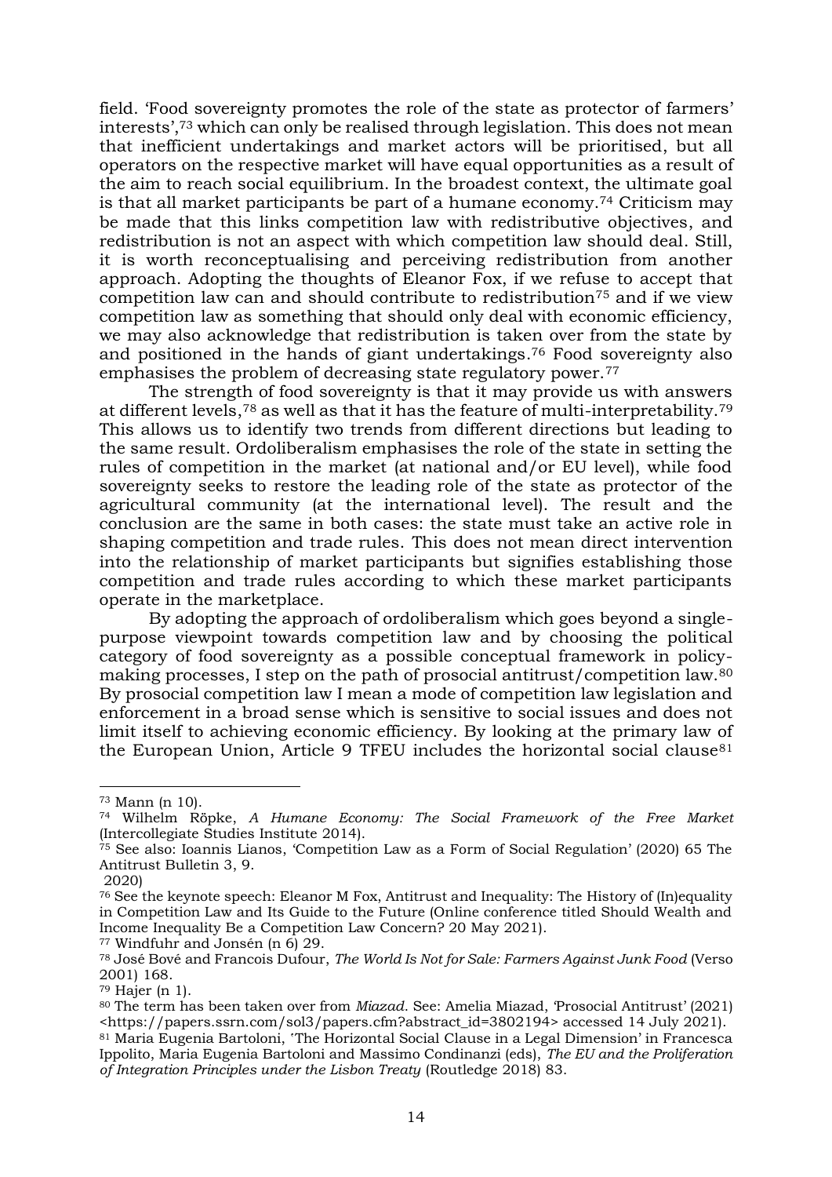field. 'Food sovereignty promotes the role of the state as protector of farmers' interests',[73] which can only be realised through legislation. This does not mean that inefficient undertakings and market actors will be prioritised, but all operators on the respective market will have equal opportunities as a result of the aim to reach social equilibrium. In the broadest context, the ultimate goal is that all market participants be part of a humane economy.[74] Criticism may be made that this links competition law with redistributive objectives, and redistribution is not an aspect with which competition law should deal. Still, it is worth reconceptualising and perceiving redistribution from another approach. Adopting the thoughts of Eleanor Fox, if we refuse to accept that competition law can and should contribute to redistribution[75] and if we view competition law as something that should only deal with economic efficiency, we may also acknowledge that redistribution is taken over from the state by and positioned in the hands of giant undertakings.[76] Food sovereignty also emphasises the problem of decreasing state regulatory power.[77]

The strength of food sovereignty is that it may provide us with answers at different levels,[78] as well as that it has the feature of multi-interpretability.[79] This allows us to identify two trends from different directions but leading to the same result. Ordoliberalism emphasises the role of the state in setting the rules of competition in the market (at national and/or EU level), while food sovereignty seeks to restore the leading role of the state as protector of the agricultural community (at the international level). The result and the conclusion are the same in both cases: the state must take an active role in shaping competition and trade rules. This does not mean direct intervention into the relationship of market participants but signifies establishing those competition and trade rules according to which these market participants operate in the marketplace.

By adopting the approach of ordoliberalism which goes beyond a single-purpose viewpoint towards competition law and by choosing the political category of food sovereignty as a possible conceptual framework in policy-making processes, I step on the path of prosocial antitrust/competition law.[80] By prosocial competition law I mean a mode of competition law legislation and enforcement in a broad sense which is sensitive to social issues and does not limit itself to achieving economic efficiency. By looking at the primary law of the European Union, Article 9 TFEU includes the horizontal social clause[81]

---

[73] Mann (n 10).

[74] Wilhelm Röpke, *A Humane Economy: The Social Framework of the Free Market* (Intercollegiate Studies Institute 2014).

[75] See also: Ioannis Lianos, 'Competition Law as a Form of Social Regulation' (2020) 65 The Antitrust Bulletin 3, 9.
2020)

[76] See the keynote speech: Eleanor M Fox, Antitrust and Inequality: The History of (In)equality in Competition Law and Its Guide to the Future (Online conference titled Should Wealth and Income Inequality Be a Competition Law Concern? 20 May 2021).

[77] Windfuhr and Jonsén (n 6) 29.

[78] José Bové and Francois Dufour, *The World Is Not for Sale: Farmers Against Junk Food* (Verso 2001) 168.

[79] Hajer (n 1).

[80] The term has been taken over from *Miazad*. See: Amelia Miazad, 'Prosocial Antitrust' (2021) <https://papers.ssrn.com/sol3/papers.cfm?abstract_id=3802194> accessed 14 July 2021).

[81] Maria Eugenia Bartoloni, 'The Horizontal Social Clause in a Legal Dimension' in Francesca Ippolito, Maria Eugenia Bartoloni and Massimo Condinanzi (eds), *The EU and the Proliferation of Integration Principles under the Lisbon Treaty* (Routledge 2018) 83.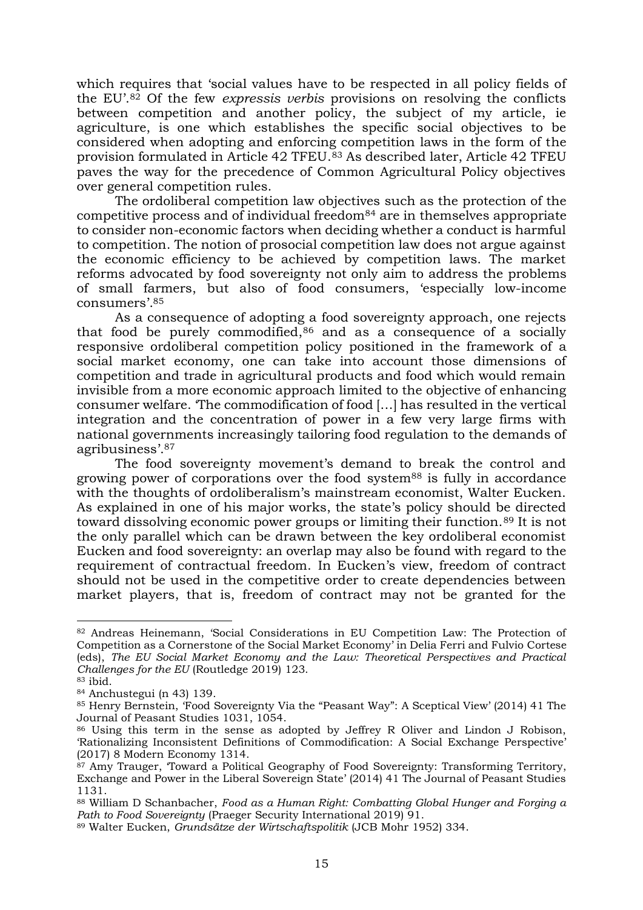which requires that 'social values have to be respected in all policy fields of the EU'.[82] Of the few *expressis verbis* provisions on resolving the conflicts between competition and another policy, the subject of my article, ie agriculture, is one which establishes the specific social objectives to be considered when adopting and enforcing competition laws in the form of the provision formulated in Article 42 TFEU.[83] As described later, Article 42 TFEU paves the way for the precedence of Common Agricultural Policy objectives over general competition rules.

The ordoliberal competition law objectives such as the protection of the competitive process and of individual freedom[84] are in themselves appropriate to consider non-economic factors when deciding whether a conduct is harmful to competition. The notion of prosocial competition law does not argue against the economic efficiency to be achieved by competition laws. The market reforms advocated by food sovereignty not only aim to address the problems of small farmers, but also of food consumers, 'especially low-income consumers'.[85]

As a consequence of adopting a food sovereignty approach, one rejects that food be purely commodified,[86] and as a consequence of a socially responsive ordoliberal competition policy positioned in the framework of a social market economy, one can take into account those dimensions of competition and trade in agricultural products and food which would remain invisible from a more economic approach limited to the objective of enhancing consumer welfare. 'The commodification of food […] has resulted in the vertical integration and the concentration of power in a few very large firms with national governments increasingly tailoring food regulation to the demands of agribusiness'.[87]

The food sovereignty movement's demand to break the control and growing power of corporations over the food system[88] is fully in accordance with the thoughts of ordoliberalism's mainstream economist, Walter Eucken. As explained in one of his major works, the state's policy should be directed toward dissolving economic power groups or limiting their function.[89] It is not the only parallel which can be drawn between the key ordoliberal economist Eucken and food sovereignty: an overlap may also be found with regard to the requirement of contractual freedom. In Eucken's view, freedom of contract should not be used in the competitive order to create dependencies between market players, that is, freedom of contract may not be granted for the

---

[82] Andreas Heinemann, 'Social Considerations in EU Competition Law: The Protection of Competition as a Cornerstone of the Social Market Economy' in Delia Ferri and Fulvio Cortese (eds), *The EU Social Market Economy and the Law: Theoretical Perspectives and Practical Challenges for the EU* (Routledge 2019) 123.

[83] ibid.

[84] Anchustegui (n 43) 139.

[85] Henry Bernstein, 'Food Sovereignty Via the "Peasant Way": A Sceptical View' (2014) 41 The Journal of Peasant Studies 1031, 1054.

[86] Using this term in the sense as adopted by Jeffrey R Oliver and Lindon J Robison, 'Rationalizing Inconsistent Definitions of Commodification: A Social Exchange Perspective' (2017) 8 Modern Economy 1314.

[87] Amy Trauger, 'Toward a Political Geography of Food Sovereignty: Transforming Territory, Exchange and Power in the Liberal Sovereign State' (2014) 41 The Journal of Peasant Studies 1131.

[88] William D Schanbacher, *Food as a Human Right: Combatting Global Hunger and Forging a Path to Food Sovereignty* (Praeger Security International 2019) 91.

[89] Walter Eucken, *Grundsätze der Wirtschaftspolitik* (JCB Mohr 1952) 334.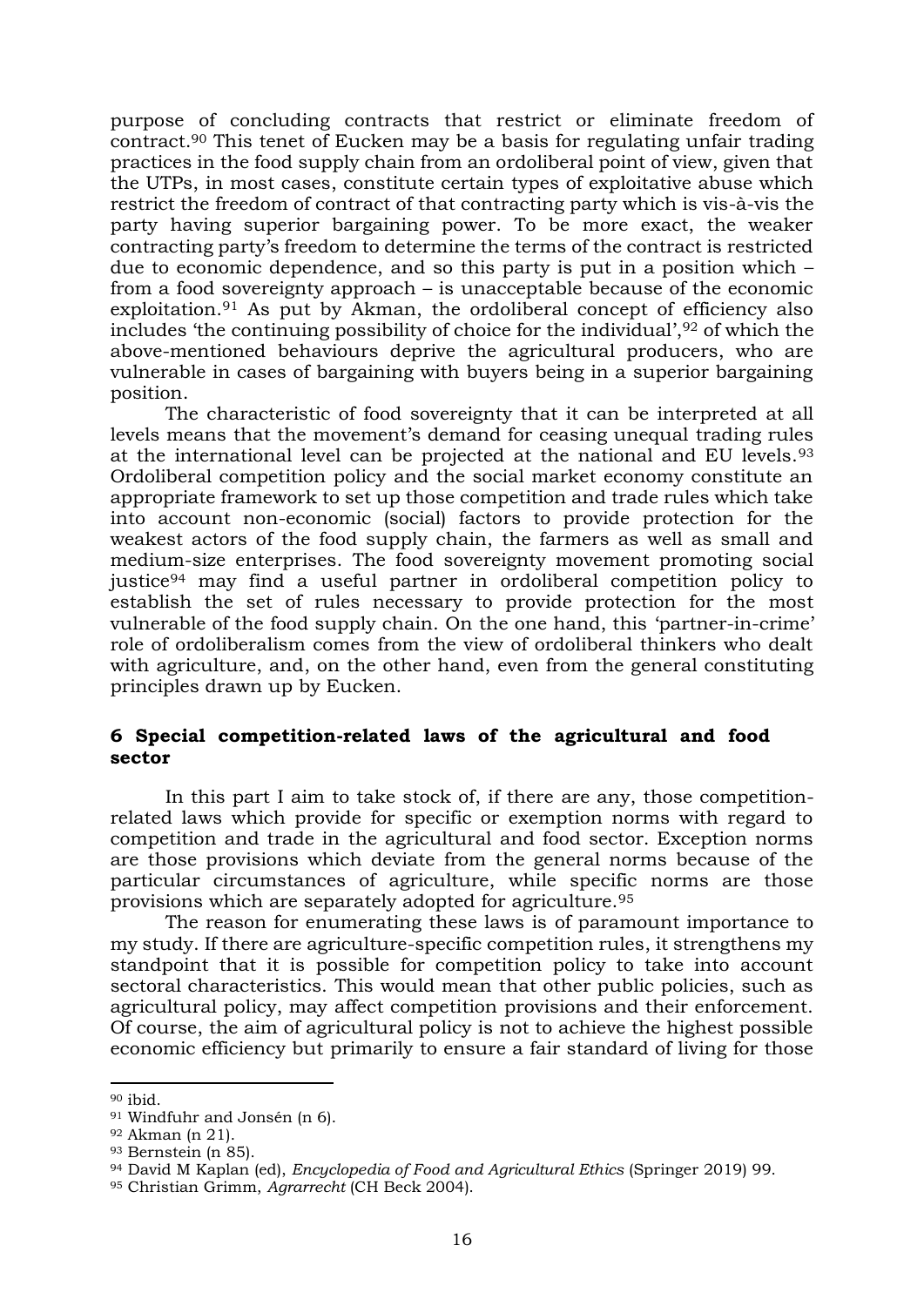purpose of concluding contracts that restrict or eliminate freedom of contract.[90] This tenet of Eucken may be a basis for regulating unfair trading practices in the food supply chain from an ordoliberal point of view, given that the UTPs, in most cases, constitute certain types of exploitative abuse which restrict the freedom of contract of that contracting party which is vis-à-vis the party having superior bargaining power. To be more exact, the weaker contracting party's freedom to determine the terms of the contract is restricted due to economic dependence, and so this party is put in a position which – from a food sovereignty approach – is unacceptable because of the economic exploitation.[91] As put by Akman, the ordoliberal concept of efficiency also includes 'the continuing possibility of choice for the individual',[92] of which the above-mentioned behaviours deprive the agricultural producers, who are vulnerable in cases of bargaining with buyers being in a superior bargaining position.

The characteristic of food sovereignty that it can be interpreted at all levels means that the movement's demand for ceasing unequal trading rules at the international level can be projected at the national and EU levels.[93] Ordoliberal competition policy and the social market economy constitute an appropriate framework to set up those competition and trade rules which take into account non-economic (social) factors to provide protection for the weakest actors of the food supply chain, the farmers as well as small and medium-size enterprises. The food sovereignty movement promoting social justice[94] may find a useful partner in ordoliberal competition policy to establish the set of rules necessary to provide protection for the most vulnerable of the food supply chain. On the one hand, this 'partner-in-crime' role of ordoliberalism comes from the view of ordoliberal thinkers who dealt with agriculture, and, on the other hand, even from the general constituting principles drawn up by Eucken.

## 6 Special competition-related laws of the agricultural and food sector

In this part I aim to take stock of, if there are any, those competition-related laws which provide for specific or exemption norms with regard to competition and trade in the agricultural and food sector. Exception norms are those provisions which deviate from the general norms because of the particular circumstances of agriculture, while specific norms are those provisions which are separately adopted for agriculture.[95]

The reason for enumerating these laws is of paramount importance to my study. If there are agriculture-specific competition rules, it strengthens my standpoint that it is possible for competition policy to take into account sectoral characteristics. This would mean that other public policies, such as agricultural policy, may affect competition provisions and their enforcement. Of course, the aim of agricultural policy is not to achieve the highest possible economic efficiency but primarily to ensure a fair standard of living for those

---

[90] ibid.

[91] Windfuhr and Jonsén (n 6).

[92] Akman (n 21).

[93] Bernstein (n 85).

[94] David M Kaplan (ed), *Encyclopedia of Food and Agricultural Ethics* (Springer 2019) 99.

[95] Christian Grimm, *Agrarrecht* (CH Beck 2004).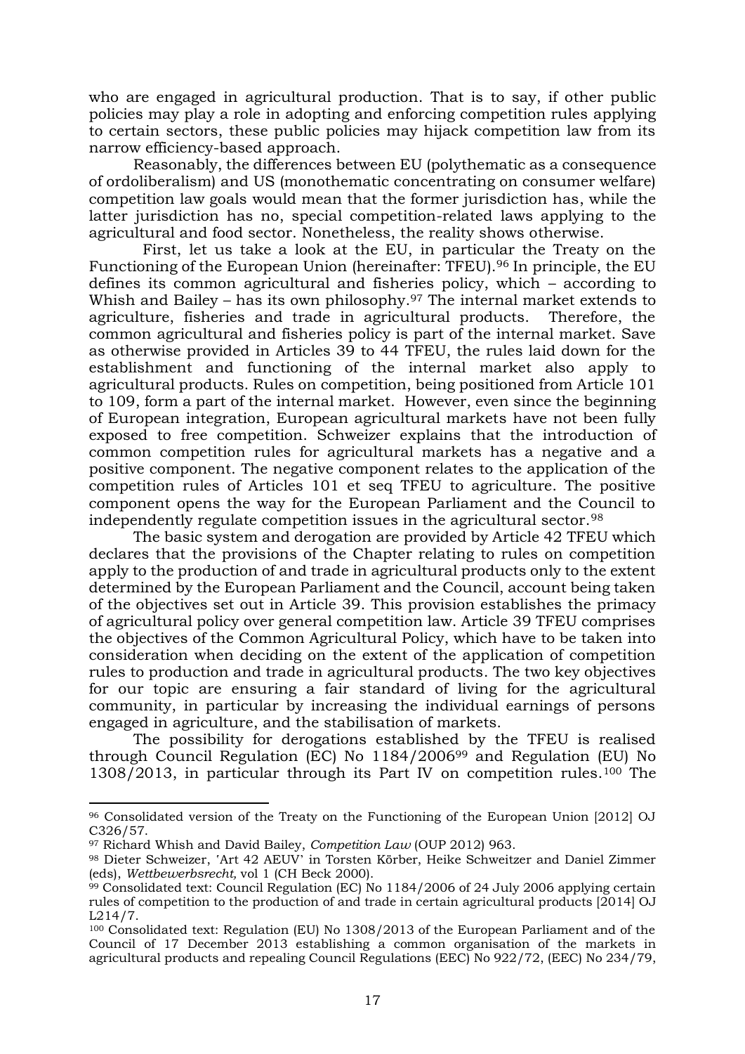who are engaged in agricultural production. That is to say, if other public policies may play a role in adopting and enforcing competition rules applying to certain sectors, these public policies may hijack competition law from its narrow efficiency-based approach.

Reasonably, the differences between EU (polythematic as a consequence of ordoliberalism) and US (monothematic concentrating on consumer welfare) competition law goals would mean that the former jurisdiction has, while the latter jurisdiction has no, special competition-related laws applying to the agricultural and food sector. Nonetheless, the reality shows otherwise.

First, let us take a look at the EU, in particular the Treaty on the Functioning of the European Union (hereinafter: TFEU).[96] In principle, the EU defines its common agricultural and fisheries policy, which – according to Whish and Bailey – has its own philosophy.[97] The internal market extends to agriculture, fisheries and trade in agricultural products. Therefore, the common agricultural and fisheries policy is part of the internal market. Save as otherwise provided in Articles 39 to 44 TFEU, the rules laid down for the establishment and functioning of the internal market also apply to agricultural products. Rules on competition, being positioned from Article 101 to 109, form a part of the internal market. However, even since the beginning of European integration, European agricultural markets have not been fully exposed to free competition. Schweizer explains that the introduction of common competition rules for agricultural markets has a negative and a positive component. The negative component relates to the application of the competition rules of Articles 101 et seq TFEU to agriculture. The positive component opens the way for the European Parliament and the Council to independently regulate competition issues in the agricultural sector.[98]

The basic system and derogation are provided by Article 42 TFEU which declares that the provisions of the Chapter relating to rules on competition apply to the production of and trade in agricultural products only to the extent determined by the European Parliament and the Council, account being taken of the objectives set out in Article 39. This provision establishes the primacy of agricultural policy over general competition law. Article 39 TFEU comprises the objectives of the Common Agricultural Policy, which have to be taken into consideration when deciding on the extent of the application of competition rules to production and trade in agricultural products. The two key objectives for our topic are ensuring a fair standard of living for the agricultural community, in particular by increasing the individual earnings of persons engaged in agriculture, and the stabilisation of markets.

The possibility for derogations established by the TFEU is realised through Council Regulation (EC) No 1184/2006[99] and Regulation (EU) No 1308/2013, in particular through its Part IV on competition rules.[100] The

---

[96] Consolidated version of the Treaty on the Functioning of the European Union [2012] OJ C326/57.

[97] Richard Whish and David Bailey, *Competition Law* (OUP 2012) 963.

[98] Dieter Schweizer, 'Art 42 AEUV' in Torsten Körber, Heike Schweitzer and Daniel Zimmer (eds), *Wettbewerbsrecht,* vol 1 (CH Beck 2000).

[99] Consolidated text: Council Regulation (EC) No 1184/2006 of 24 July 2006 applying certain rules of competition to the production of and trade in certain agricultural products [2014] OJ L214/7.

[100] Consolidated text: Regulation (EU) No 1308/2013 of the European Parliament and of the Council of 17 December 2013 establishing a common organisation of the markets in agricultural products and repealing Council Regulations (EEC) No 922/72, (EEC) No 234/79,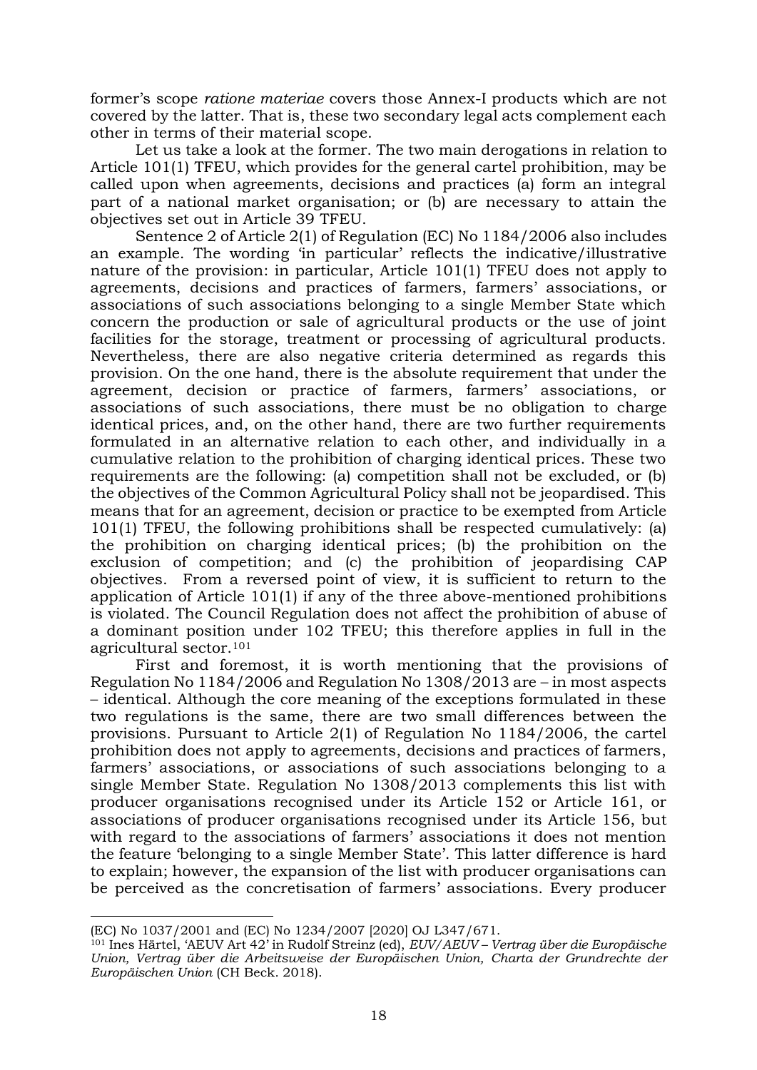former's scope *ratione materiae* covers those Annex-I products which are not covered by the latter. That is, these two secondary legal acts complement each other in terms of their material scope.

Let us take a look at the former. The two main derogations in relation to Article 101(1) TFEU, which provides for the general cartel prohibition, may be called upon when agreements, decisions and practices (a) form an integral part of a national market organisation; or (b) are necessary to attain the objectives set out in Article 39 TFEU.

Sentence 2 of Article 2(1) of Regulation (EC) No 1184/2006 also includes an example. The wording 'in particular' reflects the indicative/illustrative nature of the provision: in particular, Article 101(1) TFEU does not apply to agreements, decisions and practices of farmers, farmers' associations, or associations of such associations belonging to a single Member State which concern the production or sale of agricultural products or the use of joint facilities for the storage, treatment or processing of agricultural products. Nevertheless, there are also negative criteria determined as regards this provision. On the one hand, there is the absolute requirement that under the agreement, decision or practice of farmers, farmers' associations, or associations of such associations, there must be no obligation to charge identical prices, and, on the other hand, there are two further requirements formulated in an alternative relation to each other, and individually in a cumulative relation to the prohibition of charging identical prices. These two requirements are the following: (a) competition shall not be excluded, or (b) the objectives of the Common Agricultural Policy shall not be jeopardised. This means that for an agreement, decision or practice to be exempted from Article 101(1) TFEU, the following prohibitions shall be respected cumulatively: (a) the prohibition on charging identical prices; (b) the prohibition on the exclusion of competition; and (c) the prohibition of jeopardising CAP objectives. From a reversed point of view, it is sufficient to return to the application of Article 101(1) if any of the three above-mentioned prohibitions is violated. The Council Regulation does not affect the prohibition of abuse of a dominant position under 102 TFEU; this therefore applies in full in the agricultural sector.[101]

First and foremost, it is worth mentioning that the provisions of Regulation No 1184/2006 and Regulation No 1308/2013 are – in most aspects – identical. Although the core meaning of the exceptions formulated in these two regulations is the same, there are two small differences between the provisions. Pursuant to Article 2(1) of Regulation No 1184/2006, the cartel prohibition does not apply to agreements, decisions and practices of farmers, farmers' associations, or associations of such associations belonging to a single Member State. Regulation No 1308/2013 complements this list with producer organisations recognised under its Article 152 or Article 161, or associations of producer organisations recognised under its Article 156, but with regard to the associations of farmers' associations it does not mention the feature 'belonging to a single Member State'. This latter difference is hard to explain; however, the expansion of the list with producer organisations can be perceived as the concretisation of farmers' associations. Every producer

---

(EC) No 1037/2001 and (EC) No 1234/2007 [2020] OJ L347/671.

[101] Ines Härtel, 'AEUV Art 42' in Rudolf Streinz (ed), *EUV/AEUV – Vertrag über die Europäische Union, Vertrag über die Arbeitsweise der Europäischen Union, Charta der Grundrechte der Europäischen Union* (CH Beck. 2018).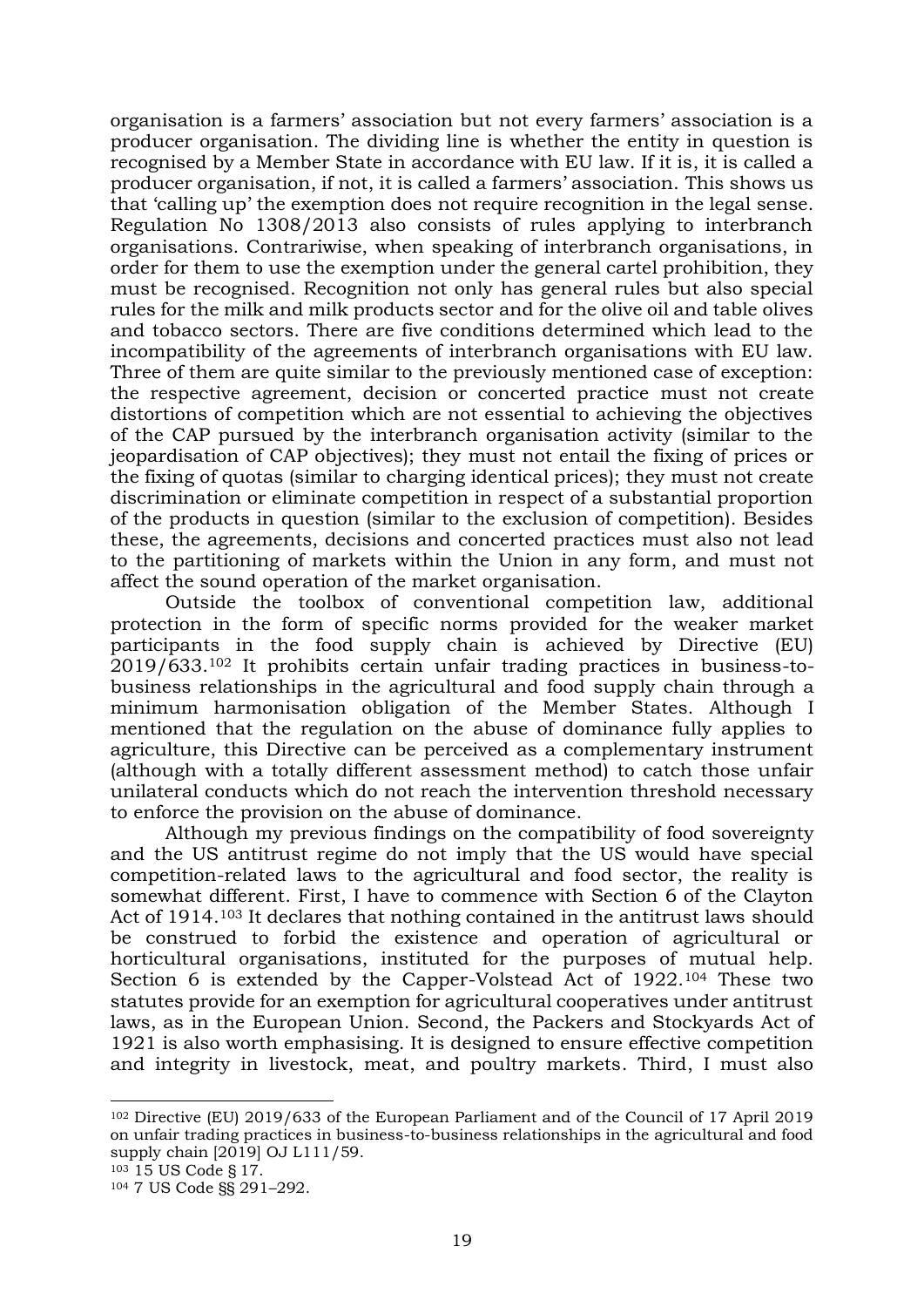organisation is a farmers' association but not every farmers' association is a producer organisation. The dividing line is whether the entity in question is recognised by a Member State in accordance with EU law. If it is, it is called a producer organisation, if not, it is called a farmers' association. This shows us that 'calling up' the exemption does not require recognition in the legal sense. Regulation No 1308/2013 also consists of rules applying to interbranch organisations. Contrariwise, when speaking of interbranch organisations, in order for them to use the exemption under the general cartel prohibition, they must be recognised. Recognition not only has general rules but also special rules for the milk and milk products sector and for the olive oil and table olives and tobacco sectors. There are five conditions determined which lead to the incompatibility of the agreements of interbranch organisations with EU law. Three of them are quite similar to the previously mentioned case of exception: the respective agreement, decision or concerted practice must not create distortions of competition which are not essential to achieving the objectives of the CAP pursued by the interbranch organisation activity (similar to the jeopardisation of CAP objectives); they must not entail the fixing of prices or the fixing of quotas (similar to charging identical prices); they must not create discrimination or eliminate competition in respect of a substantial proportion of the products in question (similar to the exclusion of competition). Besides these, the agreements, decisions and concerted practices must also not lead to the partitioning of markets within the Union in any form, and must not affect the sound operation of the market organisation.

Outside the toolbox of conventional competition law, additional protection in the form of specific norms provided for the weaker market participants in the food supply chain is achieved by Directive (EU) 2019/633.[102] It prohibits certain unfair trading practices in business-to-business relationships in the agricultural and food supply chain through a minimum harmonisation obligation of the Member States. Although I mentioned that the regulation on the abuse of dominance fully applies to agriculture, this Directive can be perceived as a complementary instrument (although with a totally different assessment method) to catch those unfair unilateral conducts which do not reach the intervention threshold necessary to enforce the provision on the abuse of dominance.

Although my previous findings on the compatibility of food sovereignty and the US antitrust regime do not imply that the US would have special competition-related laws to the agricultural and food sector, the reality is somewhat different. First, I have to commence with Section 6 of the Clayton Act of 1914.[103] It declares that nothing contained in the antitrust laws should be construed to forbid the existence and operation of agricultural or horticultural organisations, instituted for the purposes of mutual help. Section 6 is extended by the Capper-Volstead Act of 1922.[104] These two statutes provide for an exemption for agricultural cooperatives under antitrust laws, as in the European Union. Second, the Packers and Stockyards Act of 1921 is also worth emphasising. It is designed to ensure effective competition and integrity in livestock, meat, and poultry markets. Third, I must also

---

[102] Directive (EU) 2019/633 of the European Parliament and of the Council of 17 April 2019 on unfair trading practices in business-to-business relationships in the agricultural and food supply chain [2019] OJ L111/59.

[103] 15 US Code § 17.

[104] 7 US Code §§ 291–292.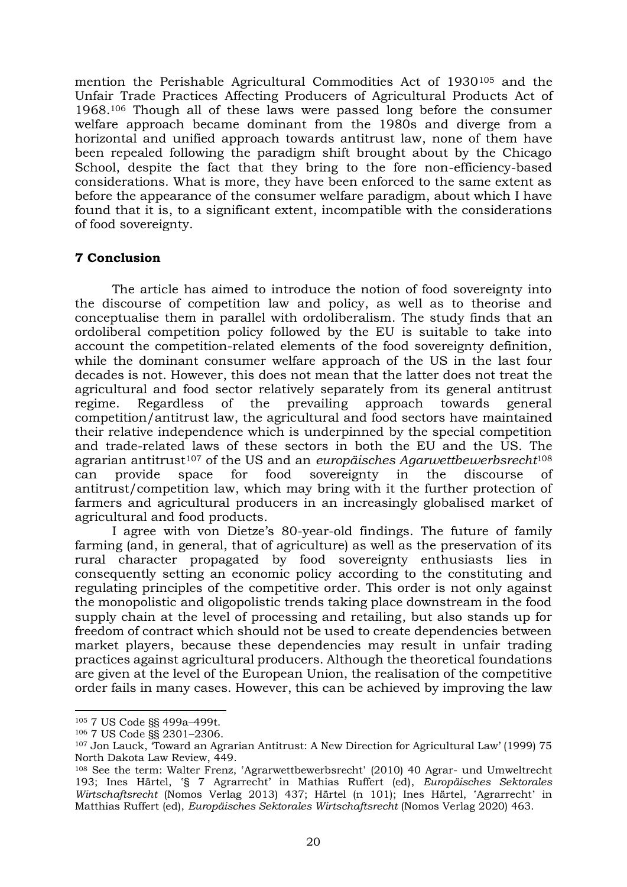mention the Perishable Agricultural Commodities Act of 1930[105] and the Unfair Trade Practices Affecting Producers of Agricultural Products Act of 1968.[106] Though all of these laws were passed long before the consumer welfare approach became dominant from the 1980s and diverge from a horizontal and unified approach towards antitrust law, none of them have been repealed following the paradigm shift brought about by the Chicago School, despite the fact that they bring to the fore non-efficiency-based considerations. What is more, they have been enforced to the same extent as before the appearance of the consumer welfare paradigm, about which I have found that it is, to a significant extent, incompatible with the considerations of food sovereignty.

## 7 Conclusion

The article has aimed to introduce the notion of food sovereignty into the discourse of competition law and policy, as well as to theorise and conceptualise them in parallel with ordoliberalism. The study finds that an ordoliberal competition policy followed by the EU is suitable to take into account the competition-related elements of the food sovereignty definition, while the dominant consumer welfare approach of the US in the last four decades is not. However, this does not mean that the latter does not treat the agricultural and food sector relatively separately from its general antitrust regime. Regardless of the prevailing approach towards general competition/antitrust law, the agricultural and food sectors have maintained their relative independence which is underpinned by the special competition and trade-related laws of these sectors in both the EU and the US. The agrarian antitrust[107] of the US and an *europäisches Agarwettbewerbsrecht*[108] can provide space for food sovereignty in the discourse of antitrust/competition law, which may bring with it the further protection of farmers and agricultural producers in an increasingly globalised market of agricultural and food products.

I agree with von Dietze's 80-year-old findings. The future of family farming (and, in general, that of agriculture) as well as the preservation of its rural character propagated by food sovereignty enthusiasts lies in consequently setting an economic policy according to the constituting and regulating principles of the competitive order. This order is not only against the monopolistic and oligopolistic trends taking place downstream in the food supply chain at the level of processing and retailing, but also stands up for freedom of contract which should not be used to create dependencies between market players, because these dependencies may result in unfair trading practices against agricultural producers. Although the theoretical foundations are given at the level of the European Union, the realisation of the competitive order fails in many cases. However, this can be achieved by improving the law

---

[105] 7 US Code §§ 499a–499t.

[106] 7 US Code §§ 2301–2306.

[107] Jon Lauck, 'Toward an Agrarian Antitrust: A New Direction for Agricultural Law' (1999) 75 North Dakota Law Review, 449.

[108] See the term: Walter Frenz, 'Agrarwettbewerbsrecht' (2010) 40 Agrar- und Umweltrecht 193; Ines Härtel, '§ 7 Agrarrecht' in Mathias Ruffert (ed), *Europäisches Sektorales Wirtschaftsrecht* (Nomos Verlag 2013) 437; Härtel (n 101); Ines Härtel, 'Agrarrecht' in Matthias Ruffert (ed), *Europäisches Sektorales Wirtschaftsrecht* (Nomos Verlag 2020) 463.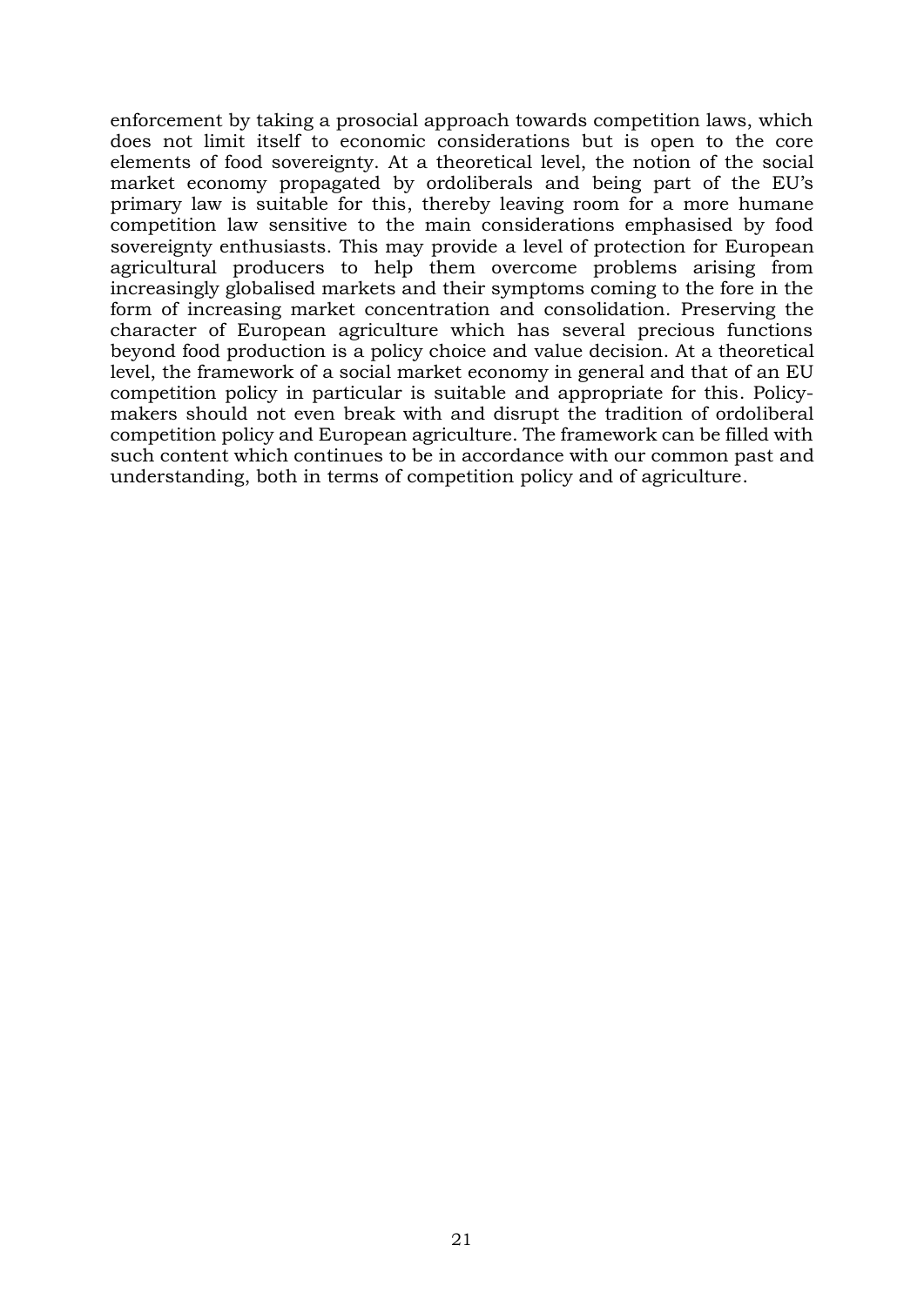enforcement by taking a prosocial approach towards competition laws, which does not limit itself to economic considerations but is open to the core elements of food sovereignty. At a theoretical level, the notion of the social market economy propagated by ordoliberals and being part of the EU's primary law is suitable for this, thereby leaving room for a more humane competition law sensitive to the main considerations emphasised by food sovereignty enthusiasts. This may provide a level of protection for European agricultural producers to help them overcome problems arising from increasingly globalised markets and their symptoms coming to the fore in the form of increasing market concentration and consolidation. Preserving the character of European agriculture which has several precious functions beyond food production is a policy choice and value decision. At a theoretical level, the framework of a social market economy in general and that of an EU competition policy in particular is suitable and appropriate for this. Policy-makers should not even break with and disrupt the tradition of ordoliberal competition policy and European agriculture. The framework can be filled with such content which continues to be in accordance with our common past and understanding, both in terms of competition policy and of agriculture.